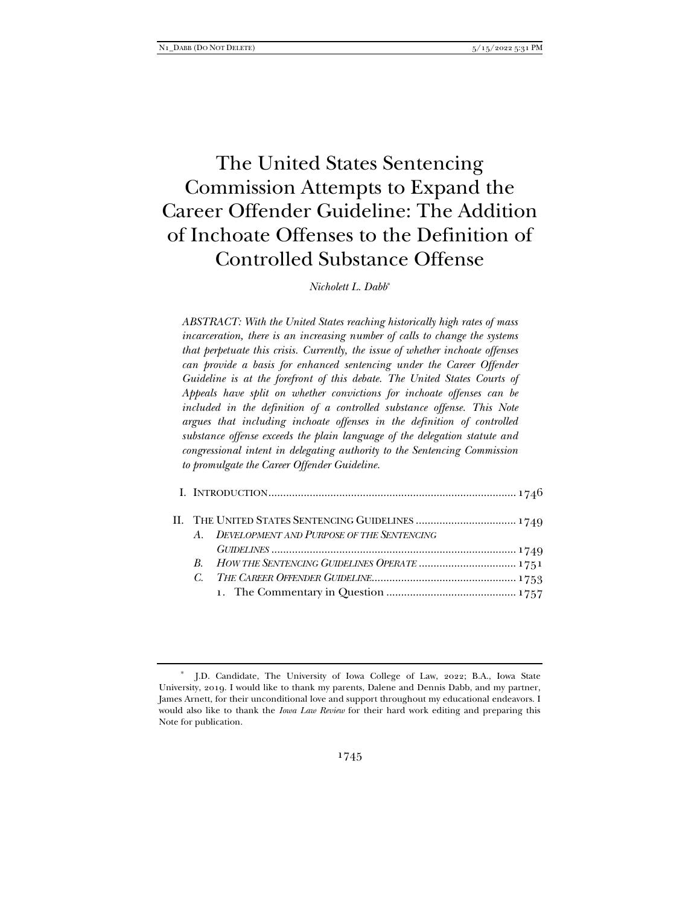# The United States Sentencing Commission Attempts to Expand the Career Offender Guideline: The Addition of Inchoate Offenses to the Definition of Controlled Substance Offense

*Nicholett L. Dabb*[*]

*ABSTRACT: With the United States reaching historically high rates of mass incarceration, there is an increasing number of calls to change the systems that perpetuate this crisis. Currently, the issue of whether inchoate offenses can provide a basis for enhanced sentencing under the Career Offender Guideline is at the forefront of this debate. The United States Courts of Appeals have split on whether convictions for inchoate offenses can be included in the definition of a controlled substance offense. This Note argues that including inchoate offenses in the definition of controlled substance offense exceeds the plain language of the delegation statute and congressional intent in delegating authority to the Sentencing Commission to promulgate the Career Offender Guideline.*

I. INTRODUCTION .................................................................................... 1746

II. THE UNITED STATES SENTENCING GUIDELINES ................................. 1749
   - A. *DEVELOPMENT AND PURPOSE OF THE SENTENCING GUIDELINES* ................................................................................... 1749
   - B. *HOW THE SENTENCING GUIDELINES OPERATE* ................................ 1751
   - C. *THE CAREER OFFENDER GUIDELINE* ................................................ 1753
     1. The Commentary in Question ............................................ 1757

[*] J.D. Candidate, The University of Iowa College of Law, 2022; B.A., Iowa State University, 2019. I would like to thank my parents, Dalene and Dennis Dabb, and my partner, James Arnett, for their unconditional love and support throughout my educational endeavors. I would also like to thank the *Iowa Law Review* for their hard work editing and preparing this Note for publication.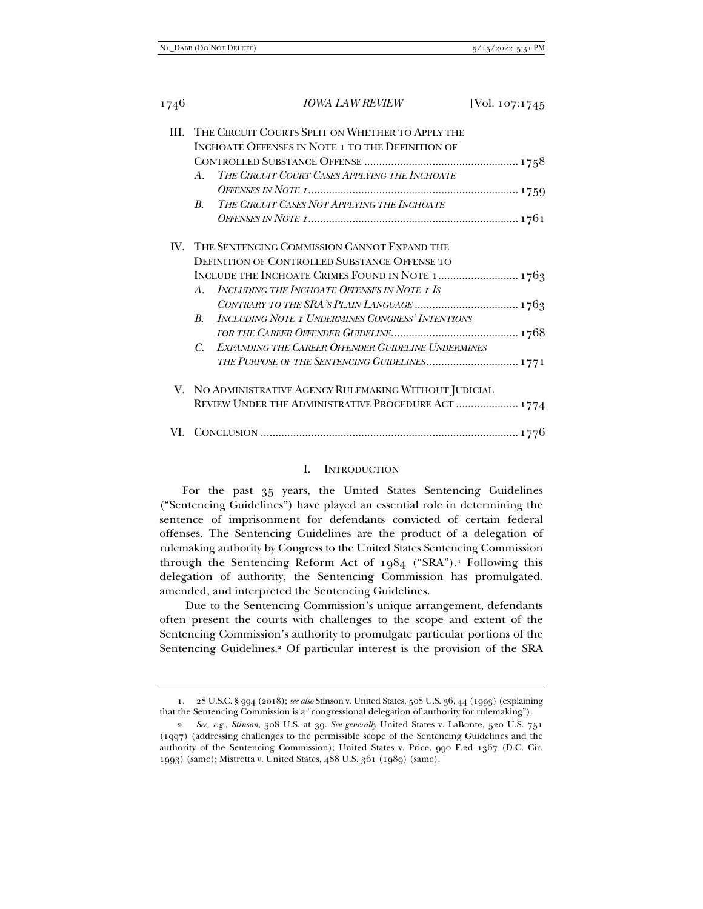III. THE CIRCUIT COURTS SPLIT ON WHETHER TO APPLY THE INCHOATE OFFENSES IN NOTE 1 TO THE DEFINITION OF CONTROLLED SUBSTANCE OFFENSE .................................................... 1758
   A. *THE CIRCUIT COURT CASES APPLYING THE INCHOATE OFFENSES IN NOTE 1* ........................................................................ 1759
   B. *THE CIRCUIT CASES NOT APPLYING THE INCHOATE OFFENSES IN NOTE 1* ........................................................................ 1761

IV. THE SENTENCING COMMISSION CANNOT EXPAND THE DEFINITION OF CONTROLLED SUBSTANCE OFFENSE TO INCLUDE THE INCHOATE CRIMES FOUND IN NOTE 1 ........................... 1763
   A. *INCLUDING THE INCHOATE OFFENSES IN NOTE 1 IS CONTRARY TO THE SRA'S PLAIN LANGUAGE* ................................... 1763
   B. *INCLUDING NOTE 1 UNDERMINES CONGRESS' INTENTIONS FOR THE CAREER OFFENDER GUIDELINE* ........................................... 1768
   C. *EXPANDING THE CAREER OFFENDER GUIDELINE UNDERMINES THE PURPOSE OF THE SENTENCING GUIDELINES* ............................... 1771

V. NO ADMINISTRATIVE AGENCY RULEMAKING WITHOUT JUDICIAL REVIEW UNDER THE ADMINISTRATIVE PROCEDURE ACT ..................... 1774

VI. CONCLUSION ...................................................................................... 1776

## I. INTRODUCTION

For the past 35 years, the United States Sentencing Guidelines ("Sentencing Guidelines") have played an essential role in determining the sentence of imprisonment for defendants convicted of certain federal offenses. The Sentencing Guidelines are the product of a delegation of rulemaking authority by Congress to the United States Sentencing Commission through the Sentencing Reform Act of 1984 ("SRA").[1] Following this delegation of authority, the Sentencing Commission has promulgated, amended, and interpreted the Sentencing Guidelines.

Due to the Sentencing Commission's unique arrangement, defendants often present the courts with challenges to the scope and extent of the Sentencing Commission's authority to promulgate particular portions of the Sentencing Guidelines.[2] Of particular interest is the provision of the SRA

---

1. 28 U.S.C. § 994 (2018); *see also* Stinson v. United States, 508 U.S. 36, 44 (1993) (explaining that the Sentencing Commission is a "congressional delegation of authority for rulemaking").

2. *See, e.g.*, *Stinson*, 508 U.S. at 39. *See generally* United States v. LaBonte, 520 U.S. 751 (1997) (addressing challenges to the permissible scope of the Sentencing Guidelines and the authority of the Sentencing Commission); United States v. Price, 990 F.2d 1367 (D.C. Cir. 1993) (same); Mistretta v. United States, 488 U.S. 361 (1989) (same).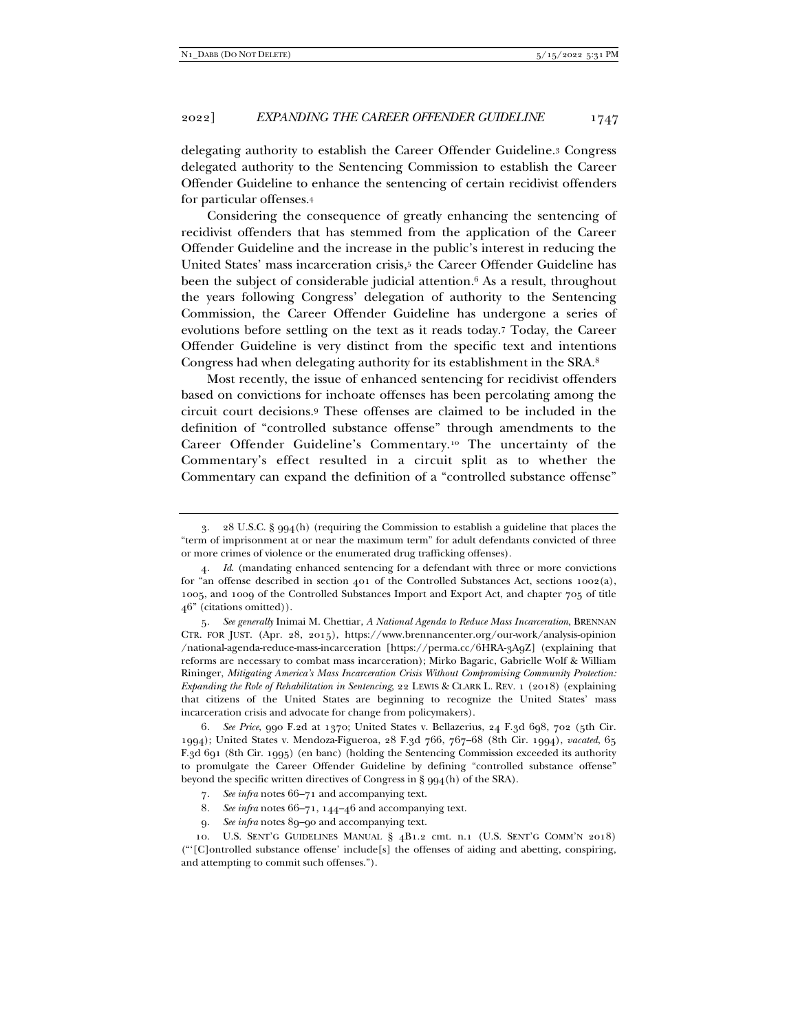delegating authority to establish the Career Offender Guideline.[3] Congress delegated authority to the Sentencing Commission to establish the Career Offender Guideline to enhance the sentencing of certain recidivist offenders for particular offenses.[4]

Considering the consequence of greatly enhancing the sentencing of recidivist offenders that has stemmed from the application of the Career Offender Guideline and the increase in the public's interest in reducing the United States' mass incarceration crisis,[5] the Career Offender Guideline has been the subject of considerable judicial attention.[6] As a result, throughout the years following Congress' delegation of authority to the Sentencing Commission, the Career Offender Guideline has undergone a series of evolutions before settling on the text as it reads today.[7] Today, the Career Offender Guideline is very distinct from the specific text and intentions Congress had when delegating authority for its establishment in the SRA.[8]

Most recently, the issue of enhanced sentencing for recidivist offenders based on convictions for inchoate offenses has been percolating among the circuit court decisions.[9] These offenses are claimed to be included in the definition of "controlled substance offense" through amendments to the Career Offender Guideline's Commentary.[10] The uncertainty of the Commentary's effect resulted in a circuit split as to whether the Commentary can expand the definition of a "controlled substance offense"

---

3. 28 U.S.C. § 994(h) (requiring the Commission to establish a guideline that places the "term of imprisonment at or near the maximum term" for adult defendants convicted of three or more crimes of violence or the enumerated drug trafficking offenses).

4. *Id.* (mandating enhanced sentencing for a defendant with three or more convictions for "an offense described in section 401 of the Controlled Substances Act, sections 1002(a), 1005, and 1009 of the Controlled Substances Import and Export Act, and chapter 705 of title 46" (citations omitted)).

5. *See generally* Inimai M. Chettiar, *A National Agenda to Reduce Mass Incarceration*, BRENNAN CTR. FOR JUST. (Apr. 28, 2015), https://www.brennancenter.org/our-work/analysis-opinion/national-agenda-reduce-mass-incarceration [https://perma.cc/6HRA-3A9Z] (explaining that reforms are necessary to combat mass incarceration); Mirko Bagaric, Gabrielle Wolf & William Rininger, *Mitigating America's Mass Incarceration Crisis Without Compromising Community Protection: Expanding the Role of Rehabilitation in Sentencing*, 22 LEWIS & CLARK L. REV. 1 (2018) (explaining that citizens of the United States are beginning to recognize the United States' mass incarceration crisis and advocate for change from policymakers).

6. *See Price*, 990 F.2d at 1370; United States v. Bellazerius, 24 F.3d 698, 702 (5th Cir. 1994); United States v. Mendoza-Figueroa, 28 F.3d 766, 767–68 (8th Cir. 1994), *vacated*, 65 F.3d 691 (8th Cir. 1995) (en banc) (holding the Sentencing Commission exceeded its authority to promulgate the Career Offender Guideline by defining "controlled substance offense" beyond the specific written directives of Congress in § 994(h) of the SRA).

7. *See infra* notes 66–71 and accompanying text.

8. *See infra* notes 66–71, 144–46 and accompanying text.

9. *See infra* notes 89–90 and accompanying text.

10. U.S. SENT'G GUIDELINES MANUAL § 4B1.2 cmt. n.1 (U.S. SENT'G COMM'N 2018) ("'[C]ontrolled substance offense' include[s] the offenses of aiding and abetting, conspiring, and attempting to commit such offenses.").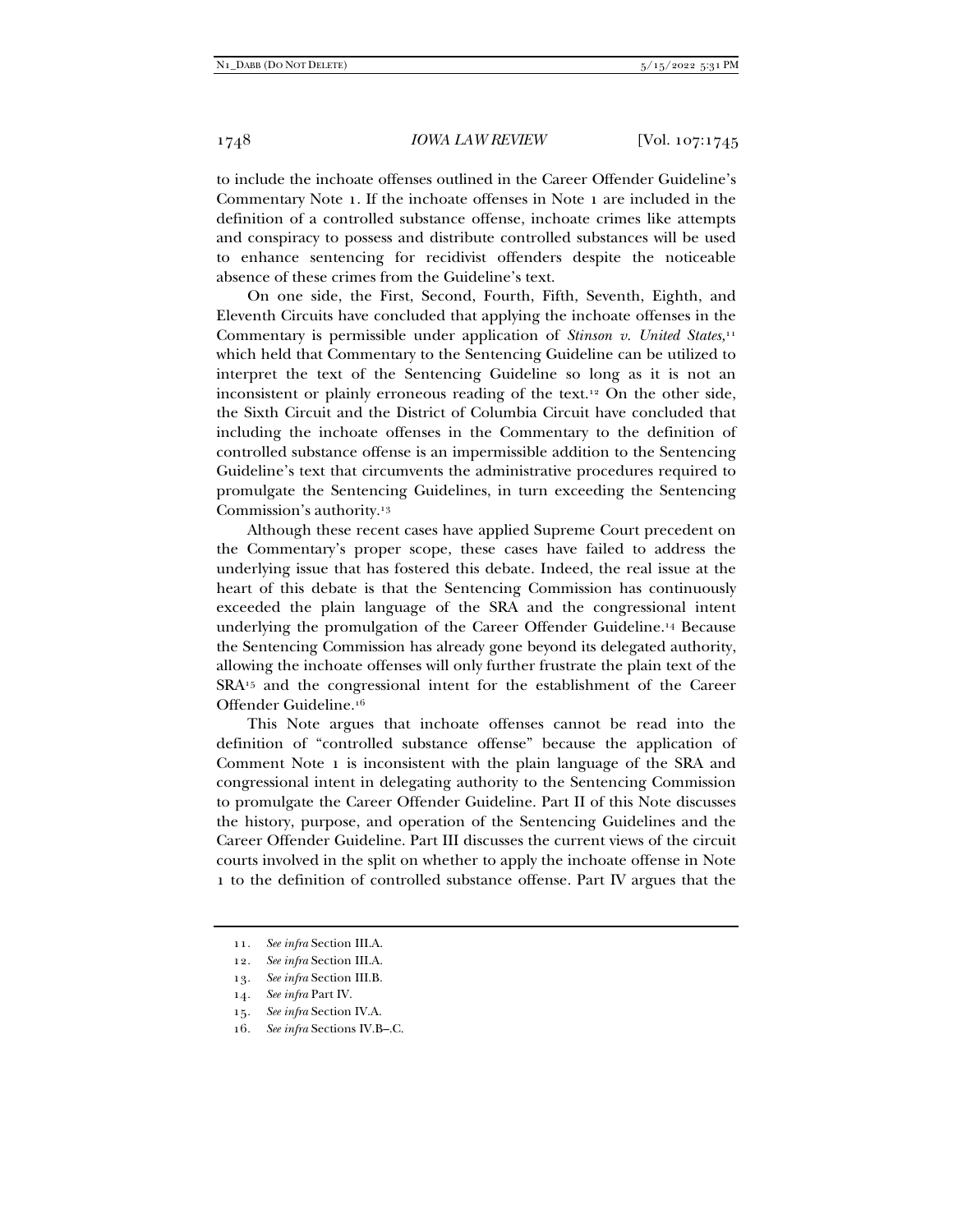to include the inchoate offenses outlined in the Career Offender Guideline's Commentary Note 1. If the inchoate offenses in Note 1 are included in the definition of a controlled substance offense, inchoate crimes like attempts and conspiracy to possess and distribute controlled substances will be used to enhance sentencing for recidivist offenders despite the noticeable absence of these crimes from the Guideline's text.

On one side, the First, Second, Fourth, Fifth, Seventh, Eighth, and Eleventh Circuits have concluded that applying the inchoate offenses in the Commentary is permissible under application of *Stinson v. United States*,[11] which held that Commentary to the Sentencing Guideline can be utilized to interpret the text of the Sentencing Guideline so long as it is not an inconsistent or plainly erroneous reading of the text.[12] On the other side, the Sixth Circuit and the District of Columbia Circuit have concluded that including the inchoate offenses in the Commentary to the definition of controlled substance offense is an impermissible addition to the Sentencing Guideline's text that circumvents the administrative procedures required to promulgate the Sentencing Guidelines, in turn exceeding the Sentencing Commission's authority.[13]

Although these recent cases have applied Supreme Court precedent on the Commentary's proper scope, these cases have failed to address the underlying issue that has fostered this debate. Indeed, the real issue at the heart of this debate is that the Sentencing Commission has continuously exceeded the plain language of the SRA and the congressional intent underlying the promulgation of the Career Offender Guideline.[14] Because the Sentencing Commission has already gone beyond its delegated authority, allowing the inchoate offenses will only further frustrate the plain text of the SRA[15] and the congressional intent for the establishment of the Career Offender Guideline.[16]

This Note argues that inchoate offenses cannot be read into the definition of "controlled substance offense" because the application of Comment Note 1 is inconsistent with the plain language of the SRA and congressional intent in delegating authority to the Sentencing Commission to promulgate the Career Offender Guideline. Part II of this Note discusses the history, purpose, and operation of the Sentencing Guidelines and the Career Offender Guideline. Part III discusses the current views of the circuit courts involved in the split on whether to apply the inchoate offense in Note 1 to the definition of controlled substance offense. Part IV argues that the

---

11. *See infra* Section III.A.

12. *See infra* Section III.A.

13. *See infra* Section III.B.

14. *See infra* Part IV.

15. *See infra* Section IV.A.

16. *See infra* Sections IV.B–.C.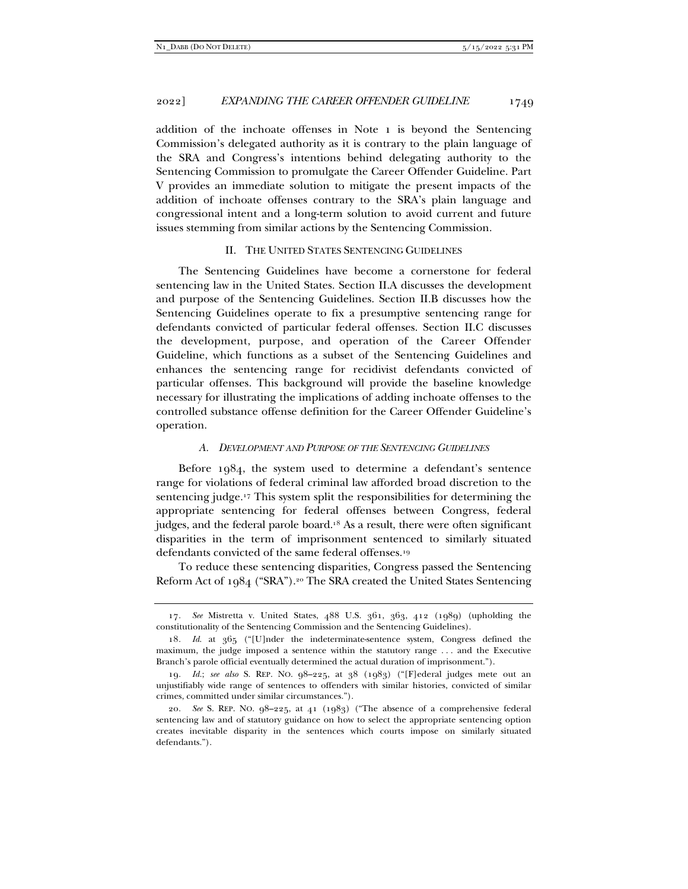addition of the inchoate offenses in Note 1 is beyond the Sentencing Commission's delegated authority as it is contrary to the plain language of the SRA and Congress's intentions behind delegating authority to the Sentencing Commission to promulgate the Career Offender Guideline. Part V provides an immediate solution to mitigate the present impacts of the addition of inchoate offenses contrary to the SRA's plain language and congressional intent and a long-term solution to avoid current and future issues stemming from similar actions by the Sentencing Commission.

## II. THE UNITED STATES SENTENCING GUIDELINES

The Sentencing Guidelines have become a cornerstone for federal sentencing law in the United States. Section II.A discusses the development and purpose of the Sentencing Guidelines. Section II.B discusses how the Sentencing Guidelines operate to fix a presumptive sentencing range for defendants convicted of particular federal offenses. Section II.C discusses the development, purpose, and operation of the Career Offender Guideline, which functions as a subset of the Sentencing Guidelines and enhances the sentencing range for recidivist defendants convicted of particular offenses. This background will provide the baseline knowledge necessary for illustrating the implications of adding inchoate offenses to the controlled substance offense definition for the Career Offender Guideline's operation.

### *A. DEVELOPMENT AND PURPOSE OF THE SENTENCING GUIDELINES*

Before 1984, the system used to determine a defendant's sentence range for violations of federal criminal law afforded broad discretion to the sentencing judge.[17] This system split the responsibilities for determining the appropriate sentencing for federal offenses between Congress, federal judges, and the federal parole board.[18] As a result, there were often significant disparities in the term of imprisonment sentenced to similarly situated defendants convicted of the same federal offenses.[19]

To reduce these sentencing disparities, Congress passed the Sentencing Reform Act of 1984 ("SRA").[20] The SRA created the United States Sentencing

---

17. *See* Mistretta v. United States, 488 U.S. 361, 363, 412 (1989) (upholding the constitutionality of the Sentencing Commission and the Sentencing Guidelines).

18. *Id.* at 365 ("[U]nder the indeterminate-sentence system, Congress defined the maximum, the judge imposed a sentence within the statutory range . . . and the Executive Branch's parole official eventually determined the actual duration of imprisonment.").

19. *Id.*; *see also* S. REP. NO. 98–225, at 38 (1983) ("[F]ederal judges mete out an unjustifiably wide range of sentences to offenders with similar histories, convicted of similar crimes, committed under similar circumstances.").

20. *See* S. REP. NO. 98–225, at 41 (1983) ("The absence of a comprehensive federal sentencing law and of statutory guidance on how to select the appropriate sentencing option creates inevitable disparity in the sentences which courts impose on similarly situated defendants.").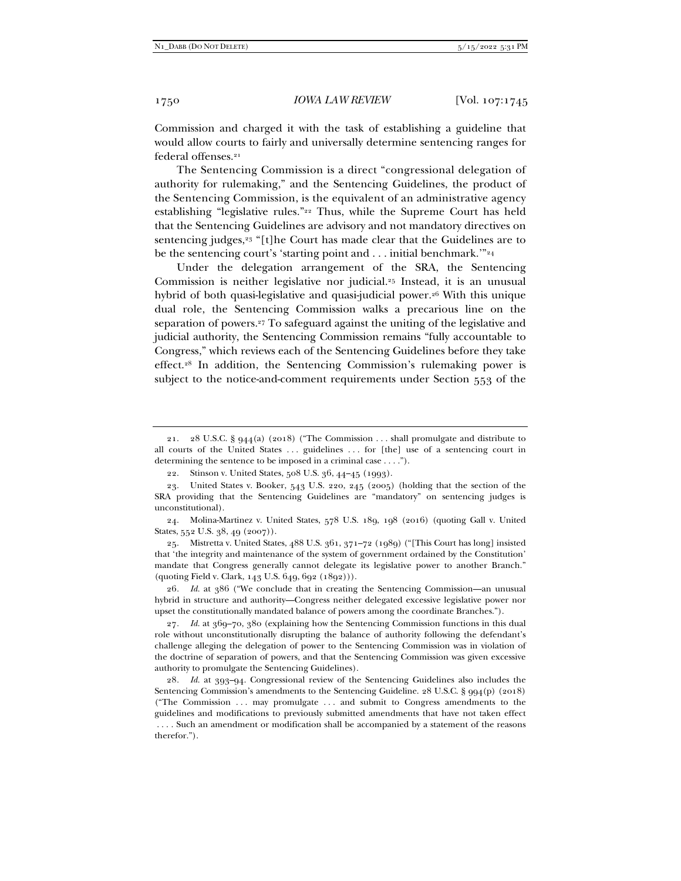Commission and charged it with the task of establishing a guideline that would allow courts to fairly and universally determine sentencing ranges for federal offenses.[21]

The Sentencing Commission is a direct "congressional delegation of authority for rulemaking," and the Sentencing Guidelines, the product of the Sentencing Commission, is the equivalent of an administrative agency establishing "legislative rules."[22] Thus, while the Supreme Court has held that the Sentencing Guidelines are advisory and not mandatory directives on sentencing judges,[23] "[t]he Court has made clear that the Guidelines are to be the sentencing court's 'starting point and . . . initial benchmark.'"[24]

Under the delegation arrangement of the SRA, the Sentencing Commission is neither legislative nor judicial.[25] Instead, it is an unusual hybrid of both quasi-legislative and quasi-judicial power.[26] With this unique dual role, the Sentencing Commission walks a precarious line on the separation of powers.[27] To safeguard against the uniting of the legislative and judicial authority, the Sentencing Commission remains "fully accountable to Congress," which reviews each of the Sentencing Guidelines before they take effect.[28] In addition, the Sentencing Commission's rulemaking power is subject to the notice-and-comment requirements under Section 553 of the

---

21. 28 U.S.C. § 944(a) (2018) ("The Commission . . . shall promulgate and distribute to all courts of the United States . . . guidelines . . . for [the] use of a sentencing court in determining the sentence to be imposed in a criminal case . . . .").

22. Stinson v. United States, 508 U.S. 36, 44–45 (1993).

23. United States v. Booker, 543 U.S. 220, 245 (2005) (holding that the section of the SRA providing that the Sentencing Guidelines are "mandatory" on sentencing judges is unconstitutional).

24. Molina-Martinez v. United States, 578 U.S. 189, 198 (2016) (quoting Gall v. United States, 552 U.S. 38, 49 (2007)).

25. Mistretta v. United States, 488 U.S. 361, 371–72 (1989) ("[This Court has long] insisted that 'the integrity and maintenance of the system of government ordained by the Constitution' mandate that Congress generally cannot delegate its legislative power to another Branch." (quoting Field v. Clark, 143 U.S. 649, 692 (1892))).

26. *Id.* at 386 ("We conclude that in creating the Sentencing Commission—an unusual hybrid in structure and authority—Congress neither delegated excessive legislative power nor upset the constitutionally mandated balance of powers among the coordinate Branches.").

27. *Id.* at 369–70, 380 (explaining how the Sentencing Commission functions in this dual role without unconstitutionally disrupting the balance of authority following the defendant's challenge alleging the delegation of power to the Sentencing Commission was in violation of the doctrine of separation of powers, and that the Sentencing Commission was given excessive authority to promulgate the Sentencing Guidelines).

28. *Id.* at 393–94. Congressional review of the Sentencing Guidelines also includes the Sentencing Commission's amendments to the Sentencing Guideline. 28 U.S.C. § 994(p) (2018) ("The Commission . . . may promulgate . . . and submit to Congress amendments to the guidelines and modifications to previously submitted amendments that have not taken effect . . . . Such an amendment or modification shall be accompanied by a statement of the reasons therefor.").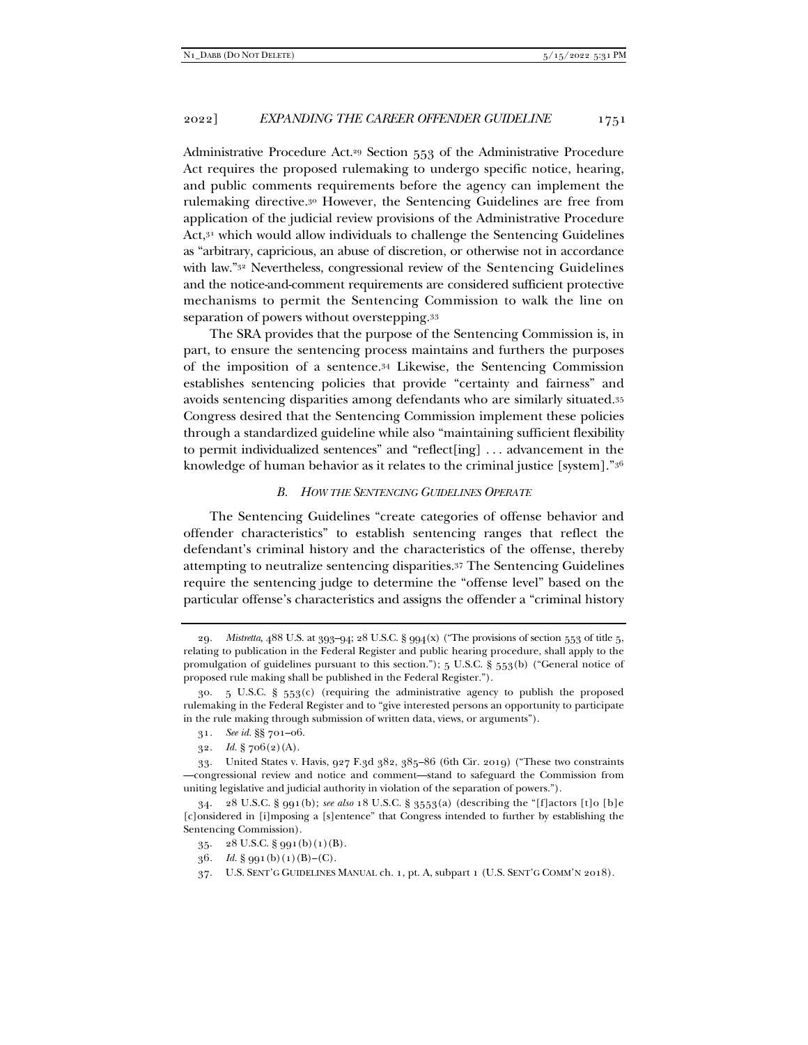Administrative Procedure Act.[29] Section 553 of the Administrative Procedure Act requires the proposed rulemaking to undergo specific notice, hearing, and public comments requirements before the agency can implement the rulemaking directive.[30] However, the Sentencing Guidelines are free from application of the judicial review provisions of the Administrative Procedure Act,[31] which would allow individuals to challenge the Sentencing Guidelines as "arbitrary, capricious, an abuse of discretion, or otherwise not in accordance with law."[32] Nevertheless, congressional review of the Sentencing Guidelines and the notice-and-comment requirements are considered sufficient protective mechanisms to permit the Sentencing Commission to walk the line on separation of powers without overstepping.[33]

The SRA provides that the purpose of the Sentencing Commission is, in part, to ensure the sentencing process maintains and furthers the purposes of the imposition of a sentence.[34] Likewise, the Sentencing Commission establishes sentencing policies that provide "certainty and fairness" and avoids sentencing disparities among defendants who are similarly situated.[35] Congress desired that the Sentencing Commission implement these policies through a standardized guideline while also "maintaining sufficient flexibility to permit individualized sentences" and "reflect[ing] . . . advancement in the knowledge of human behavior as it relates to the criminal justice [system]."[36]

### *B. How the Sentencing Guidelines Operate*

The Sentencing Guidelines "create categories of offense behavior and offender characteristics" to establish sentencing ranges that reflect the defendant's criminal history and the characteristics of the offense, thereby attempting to neutralize sentencing disparities.[37] The Sentencing Guidelines require the sentencing judge to determine the "offense level" based on the particular offense's characteristics and assigns the offender a "criminal history

---

29. *Mistretta*, 488 U.S. at 393–94; 28 U.S.C. § 994(x) ("The provisions of section 553 of title 5, relating to publication in the Federal Register and public hearing procedure, shall apply to the promulgation of guidelines pursuant to this section."); 5 U.S.C. § 553(b) ("General notice of proposed rule making shall be published in the Federal Register.").

30. 5 U.S.C. § 553(c) (requiring the administrative agency to publish the proposed rulemaking in the Federal Register and to "give interested persons an opportunity to participate in the rule making through submission of written data, views, or arguments").

31. *See id.* §§ 701–06.

32. *Id.* § 706(2)(A).

33. United States v. Havis, 927 F.3d 382, 385–86 (6th Cir. 2019) ("These two constraints —congressional review and notice and comment—stand to safeguard the Commission from uniting legislative and judicial authority in violation of the separation of powers.").

34. 28 U.S.C. § 991(b); *see also* 18 U.S.C. § 3553(a) (describing the "[f]actors [t]o [b]e [c]onsidered in [i]mposing a [s]entence" that Congress intended to further by establishing the Sentencing Commission).

35. 28 U.S.C. § 991(b)(1)(B).

36. *Id.* § 991(b)(1)(B)–(C).

37. U.S. SENT'G GUIDELINES MANUAL ch. 1, pt. A, subpart 1 (U.S. SENT'G COMM'N 2018).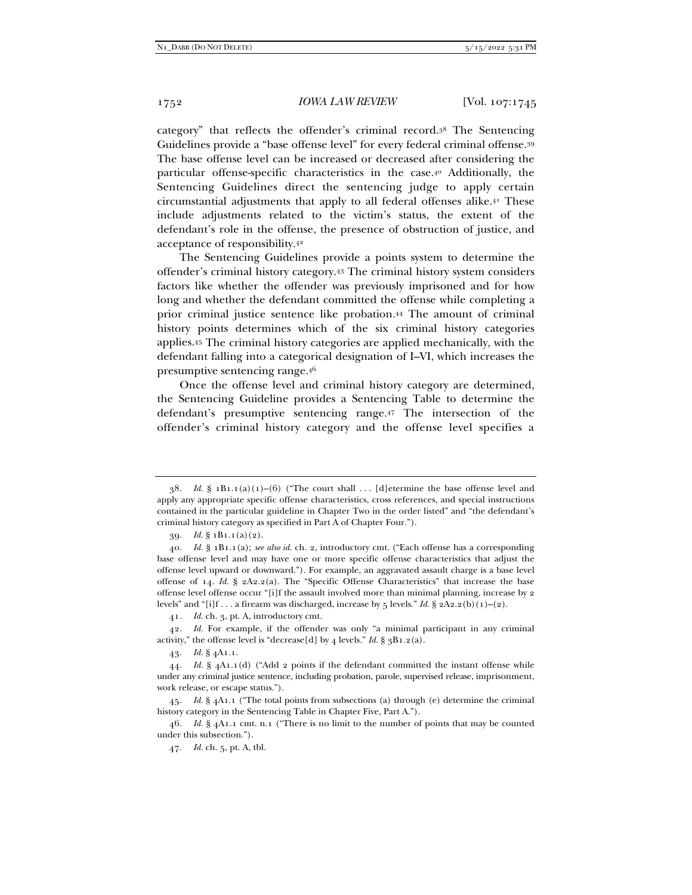category" that reflects the offender's criminal record.[38] The Sentencing Guidelines provide a "base offense level" for every federal criminal offense.[39] The base offense level can be increased or decreased after considering the particular offense-specific characteristics in the case.[40] Additionally, the Sentencing Guidelines direct the sentencing judge to apply certain circumstantial adjustments that apply to all federal offenses alike.[41] These include adjustments related to the victim's status, the extent of the defendant's role in the offense, the presence of obstruction of justice, and acceptance of responsibility.[42]

The Sentencing Guidelines provide a points system to determine the offender's criminal history category.[43] The criminal history system considers factors like whether the offender was previously imprisoned and for how long and whether the defendant committed the offense while completing a prior criminal justice sentence like probation.[44] The amount of criminal history points determines which of the six criminal history categories applies.[45] The criminal history categories are applied mechanically, with the defendant falling into a categorical designation of I–VI, which increases the presumptive sentencing range.[46]

Once the offense level and criminal history category are determined, the Sentencing Guideline provides a Sentencing Table to determine the defendant's presumptive sentencing range.[47] The intersection of the offender's criminal history category and the offense level specifies a

---

38. *Id.* § 1B1.1(a)(1)–(6) ("The court shall . . . [d]etermine the base offense level and apply any appropriate specific offense characteristics, cross references, and special instructions contained in the particular guideline in Chapter Two in the order listed" and "the defendant's criminal history category as specified in Part A of Chapter Four.").

39. *Id.* § 1B1.1(a)(2).

40. *Id.* § 1B1.1(a); *see also id.* ch. 2, introductory cmt. ("Each offense has a corresponding base offense level and may have one or more specific offense characteristics that adjust the offense level upward or downward."). For example, an aggravated assault charge is a base level offense of 14. *Id.* § 2A2.2(a). The "Specific Offense Characteristics" that increase the base offense level offense occur "[i]f the assault involved more than minimal planning, increase by 2 levels" and "[i]f . . . a firearm was discharged, increase by 5 levels." *Id.* § 2A2.2(b)(1)–(2).

41. *Id.* ch. 3, pt. A, introductory cmt.

42. *Id.* For example, if the offender was only "a minimal participant in any criminal activity," the offense level is "decrease[d] by 4 levels." *Id.* § 3B1.2(a).

43. *Id.* § 4A1.1.

44. *Id.* § 4A1.1(d) ("Add 2 points if the defendant committed the instant offense while under any criminal justice sentence, including probation, parole, supervised release, imprisonment, work release, or escape status.").

45. *Id.* § 4A1.1 ("The total points from subsections (a) through (e) determine the criminal history category in the Sentencing Table in Chapter Five, Part A.").

46. *Id.* § 4A1.1 cmt. n.1 ("There is no limit to the number of points that may be counted under this subsection.").

47. *Id.* ch. 5, pt. A, tbl.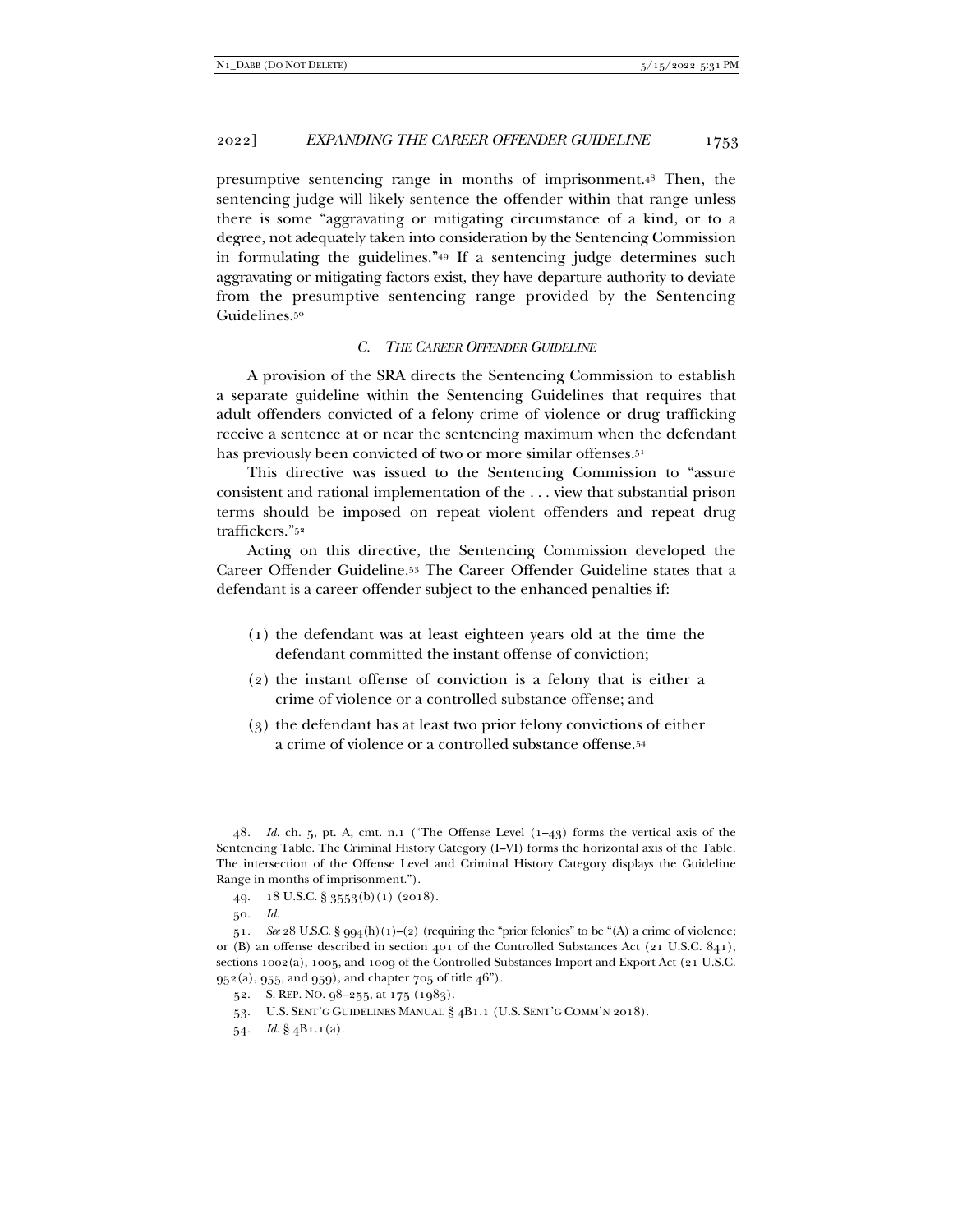presumptive sentencing range in months of imprisonment.[48] Then, the sentencing judge will likely sentence the offender within that range unless there is some "aggravating or mitigating circumstance of a kind, or to a degree, not adequately taken into consideration by the Sentencing Commission in formulating the guidelines."[49] If a sentencing judge determines such aggravating or mitigating factors exist, they have departure authority to deviate from the presumptive sentencing range provided by the Sentencing Guidelines.[50]

### *C. The Career Offender Guideline*

A provision of the SRA directs the Sentencing Commission to establish a separate guideline within the Sentencing Guidelines that requires that adult offenders convicted of a felony crime of violence or drug trafficking receive a sentence at or near the sentencing maximum when the defendant has previously been convicted of two or more similar offenses.[51]

This directive was issued to the Sentencing Commission to "assure consistent and rational implementation of the . . . view that substantial prison terms should be imposed on repeat violent offenders and repeat drug traffickers."[52]

Acting on this directive, the Sentencing Commission developed the Career Offender Guideline.[53] The Career Offender Guideline states that a defendant is a career offender subject to the enhanced penalties if:

> (1) the defendant was at least eighteen years old at the time the defendant committed the instant offense of conviction;
>
> (2) the instant offense of conviction is a felony that is either a crime of violence or a controlled substance offense; and
>
> (3) the defendant has at least two prior felony convictions of either a crime of violence or a controlled substance offense.[54]

---

48. *Id.* ch. 5, pt. A, cmt. n.1 ("The Offense Level (1–43) forms the vertical axis of the Sentencing Table. The Criminal History Category (I–VI) forms the horizontal axis of the Table. The intersection of the Offense Level and Criminal History Category displays the Guideline Range in months of imprisonment.").

49. 18 U.S.C. § 3553(b)(1) (2018).

50. *Id.*

51. *See* 28 U.S.C. § 994(h)(1)–(2) (requiring the "prior felonies" to be "(A) a crime of violence; or (B) an offense described in section 401 of the Controlled Substances Act (21 U.S.C. 841), sections 1002(a), 1005, and 1009 of the Controlled Substances Import and Export Act (21 U.S.C. 952(a), 955, and 959), and chapter 705 of title 46").

52. S. REP. NO. 98–255, at 175 (1983).

53. U.S. SENT'G GUIDELINES MANUAL § 4B1.1 (U.S. SENT'G COMM'N 2018).

54. *Id.* § 4B1.1(a).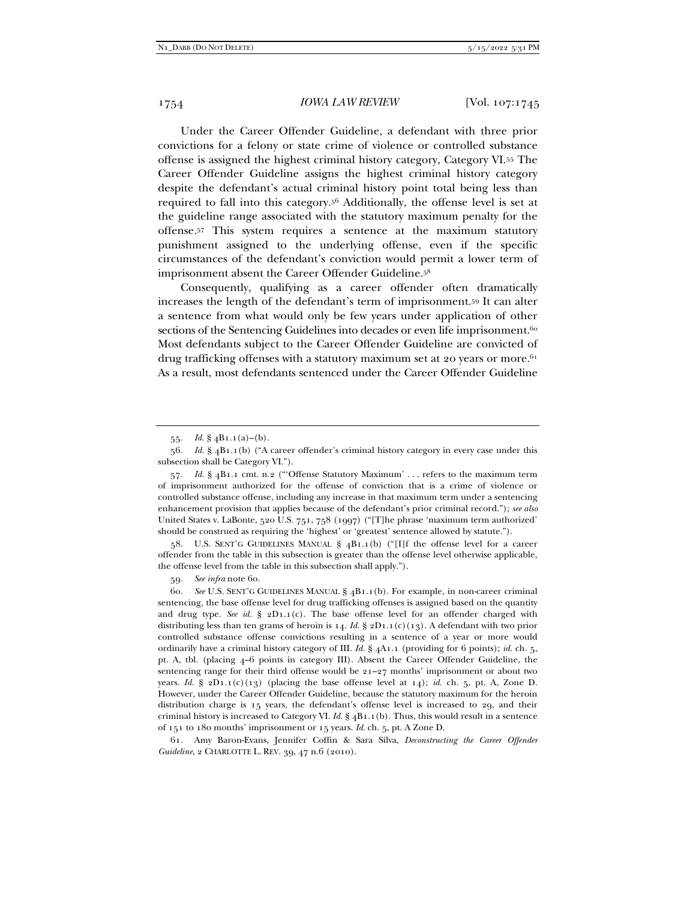Under the Career Offender Guideline, a defendant with three prior convictions for a felony or state crime of violence or controlled substance offense is assigned the highest criminal history category, Category VI.[55] The Career Offender Guideline assigns the highest criminal history category despite the defendant's actual criminal history point total being less than required to fall into this category.[56] Additionally, the offense level is set at the guideline range associated with the statutory maximum penalty for the offense.[57] This system requires a sentence at the maximum statutory punishment assigned to the underlying offense, even if the specific circumstances of the defendant's conviction would permit a lower term of imprisonment absent the Career Offender Guideline.[58]

Consequently, qualifying as a career offender often dramatically increases the length of the defendant's term of imprisonment.[59] It can alter a sentence from what would only be few years under application of other sections of the Sentencing Guidelines into decades or even life imprisonment.[60] Most defendants subject to the Career Offender Guideline are convicted of drug trafficking offenses with a statutory maximum set at 20 years or more.[61] As a result, most defendants sentenced under the Career Offender Guideline

---

55. *Id.* § 4B1.1(a)–(b).

56. *Id.* § 4B1.1(b) ("A career offender's criminal history category in every case under this subsection shall be Category VI.").

57. *Id.* § 4B1.1 cmt. n.2 ("'Offense Statutory Maximum' . . . refers to the maximum term of imprisonment authorized for the offense of conviction that is a crime of violence or controlled substance offense, including any increase in that maximum term under a sentencing enhancement provision that applies because of the defendant's prior criminal record."); *see also* United States v. LaBonte, 520 U.S. 751, 758 (1997) ("[T]he phrase 'maximum term authorized' should be construed as requiring the 'highest' or 'greatest' sentence allowed by statute.").

58. U.S. SENT'G GUIDELINES MANUAL § 4B1.1(b) ("[I]f the offense level for a career offender from the table in this subsection is greater than the offense level otherwise applicable, the offense level from the table in this subsection shall apply.").

59. *See infra* note 60.

60. *See* U.S. SENT'G GUIDELINES MANUAL § 4B1.1(b). For example, in non-career criminal sentencing, the base offense level for drug trafficking offenses is assigned based on the quantity and drug type. *See id.* § 2D1.1(c). The base offense level for an offender charged with distributing less than ten grams of heroin is 14. *Id.* § 2D1.1(c)(13). A defendant with two prior controlled substance offense convictions resulting in a sentence of a year or more would ordinarily have a criminal history category of III. *Id.* § 4A1.1 (providing for 6 points); *id.* ch. 5, pt. A, tbl. (placing 4–6 points in category III). Absent the Career Offender Guideline, the sentencing range for their third offense would be 21–27 months' imprisonment or about two years. *Id.* § 2D1.1(c)(13) (placing the base offense level at 14); *id.* ch. 5, pt. A, Zone D. However, under the Career Offender Guideline, because the statutory maximum for the heroin distribution charge is 15 years, the defendant's offense level is increased to 29, and their criminal history is increased to Category VI. *Id.* § 4B1.1(b). Thus, this would result in a sentence of 151 to 180 months' imprisonment or 15 years. *Id.* ch. 5, pt. A Zone D.

61. Amy Baron-Evans, Jennifer Coffin & Sara Silva, *Deconstructing the Career Offender Guideline*, 2 CHARLOTTE L. REV. 39, 47 n.6 (2010).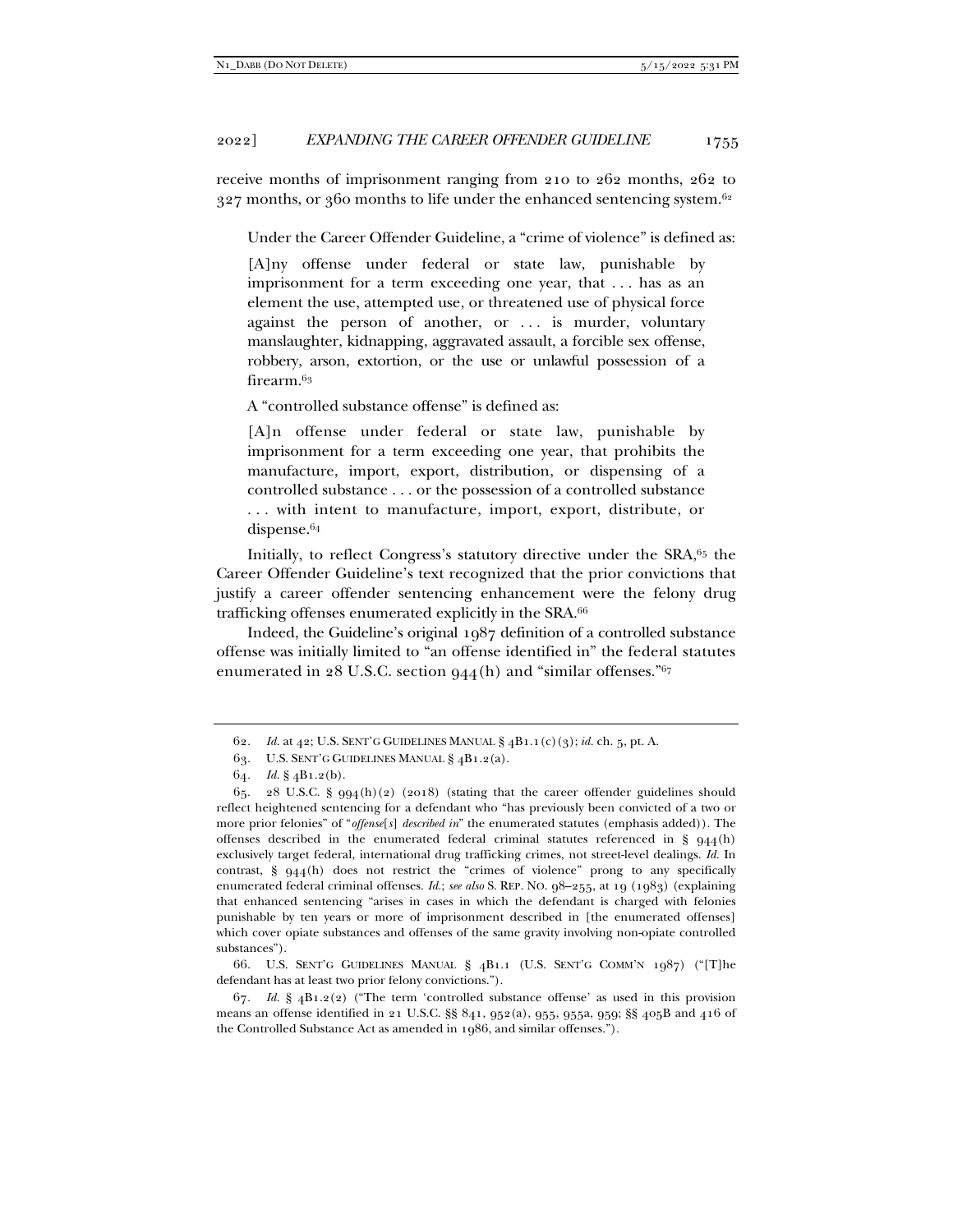receive months of imprisonment ranging from 210 to 262 months, 262 to 327 months, or 360 months to life under the enhanced sentencing system.[62]

Under the Career Offender Guideline, a "crime of violence" is defined as:

> [A]ny offense under federal or state law, punishable by imprisonment for a term exceeding one year, that . . . has as an element the use, attempted use, or threatened use of physical force against the person of another, or . . . is murder, voluntary manslaughter, kidnapping, aggravated assault, a forcible sex offense, robbery, arson, extortion, or the use or unlawful possession of a firearm.[63]

A "controlled substance offense" is defined as:

> [A]n offense under federal or state law, punishable by imprisonment for a term exceeding one year, that prohibits the manufacture, import, export, distribution, or dispensing of a controlled substance . . . or the possession of a controlled substance . . . with intent to manufacture, import, export, distribute, or dispense.[64]

Initially, to reflect Congress's statutory directive under the SRA,[65] the Career Offender Guideline's text recognized that the prior convictions that justify a career offender sentencing enhancement were the felony drug trafficking offenses enumerated explicitly in the SRA.[66]

Indeed, the Guideline's original 1987 definition of a controlled substance offense was initially limited to "an offense identified in" the federal statutes enumerated in 28 U.S.C. section 944(h) and "similar offenses."[67]

---

62. *Id.* at 42; U.S. SENT'G GUIDELINES MANUAL § 4B1.1(c)(3); *id.* ch. 5, pt. A.

63. U.S. SENT'G GUIDELINES MANUAL § 4B1.2(a).

64. *Id.* § 4B1.2(b).

65. 28 U.S.C. § 994(h)(2) (2018) (stating that the career offender guidelines should reflect heightened sentencing for a defendant who "has previously been convicted of a two or more prior felonies" of "*offense[s] described in*" the enumerated statutes (emphasis added)). The offenses described in the enumerated federal criminal statutes referenced in § 944(h) exclusively target federal, international drug trafficking crimes, not street-level dealings. *Id.* In contrast, § 944(h) does not restrict the "crimes of violence" prong to any specifically enumerated federal criminal offenses. *Id.*; *see also* S. REP. NO. 98–255, at 19 (1983) (explaining that enhanced sentencing "arises in cases in which the defendant is charged with felonies punishable by ten years or more of imprisonment described in [the enumerated offenses] which cover opiate substances and offenses of the same gravity involving non-opiate controlled substances").

66. U.S. SENT'G GUIDELINES MANUAL § 4B1.1 (U.S. SENT'G COMM'N 1987) ("[T]he defendant has at least two prior felony convictions.").

67. *Id.* § 4B1.2(2) ("The term 'controlled substance offense' as used in this provision means an offense identified in 21 U.S.C. §§ 841, 952(a), 955, 955a, 959; §§ 405B and 416 of the Controlled Substance Act as amended in 1986, and similar offenses.").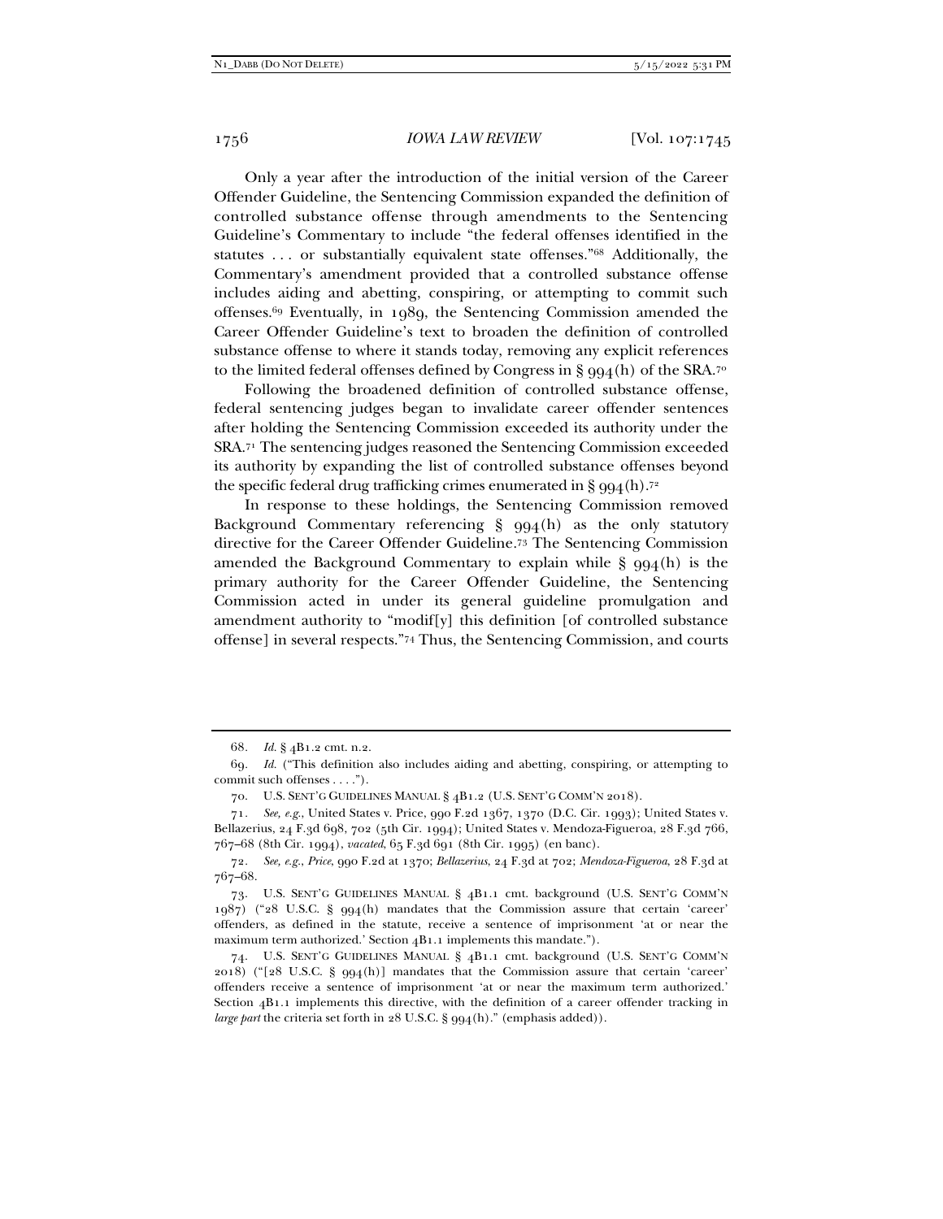Only a year after the introduction of the initial version of the Career Offender Guideline, the Sentencing Commission expanded the definition of controlled substance offense through amendments to the Sentencing Guideline's Commentary to include "the federal offenses identified in the statutes . . . or substantially equivalent state offenses."[68] Additionally, the Commentary's amendment provided that a controlled substance offense includes aiding and abetting, conspiring, or attempting to commit such offenses.[69] Eventually, in 1989, the Sentencing Commission amended the Career Offender Guideline's text to broaden the definition of controlled substance offense to where it stands today, removing any explicit references to the limited federal offenses defined by Congress in § 994(h) of the SRA.[70]

Following the broadened definition of controlled substance offense, federal sentencing judges began to invalidate career offender sentences after holding the Sentencing Commission exceeded its authority under the SRA.[71] The sentencing judges reasoned the Sentencing Commission exceeded its authority by expanding the list of controlled substance offenses beyond the specific federal drug trafficking crimes enumerated in § 994(h).[72]

In response to these holdings, the Sentencing Commission removed Background Commentary referencing § 994(h) as the only statutory directive for the Career Offender Guideline.[73] The Sentencing Commission amended the Background Commentary to explain while § 994(h) is the primary authority for the Career Offender Guideline, the Sentencing Commission acted in under its general guideline promulgation and amendment authority to "modif[y] this definition [of controlled substance offense] in several respects."[74] Thus, the Sentencing Commission, and courts

---

68. *Id.* § 4B1.2 cmt. n.2.

69. *Id.* ("This definition also includes aiding and abetting, conspiring, or attempting to commit such offenses . . . .").

70. U.S. SENT'G GUIDELINES MANUAL § 4B1.2 (U.S. SENT'G COMM'N 2018).

71. *See, e.g.*, United States v. Price, 990 F.2d 1367, 1370 (D.C. Cir. 1993); United States v. Bellazerius, 24 F.3d 698, 702 (5th Cir. 1994); United States v. Mendoza-Figueroa, 28 F.3d 766, 767–68 (8th Cir. 1994), *vacated*, 65 F.3d 691 (8th Cir. 1995) (en banc).

72. *See, e.g.*, *Price*, 990 F.2d at 1370; *Bellazerius*, 24 F.3d at 702; *Mendoza-Figueroa*, 28 F.3d at 767–68.

73. U.S. SENT'G GUIDELINES MANUAL § 4B1.1 cmt. background (U.S. SENT'G COMM'N 1987) ("28 U.S.C. § 994(h) mandates that the Commission assure that certain 'career' offenders, as defined in the statute, receive a sentence of imprisonment 'at or near the maximum term authorized.' Section 4B1.1 implements this mandate.").

74. U.S. SENT'G GUIDELINES MANUAL § 4B1.1 cmt. background (U.S. SENT'G COMM'N 2018) ("[28 U.S.C. § 994(h)] mandates that the Commission assure that certain 'career' offenders receive a sentence of imprisonment 'at or near the maximum term authorized.' Section 4B1.1 implements this directive, with the definition of a career offender tracking in *large part* the criteria set forth in 28 U.S.C. § 994(h)." (emphasis added)).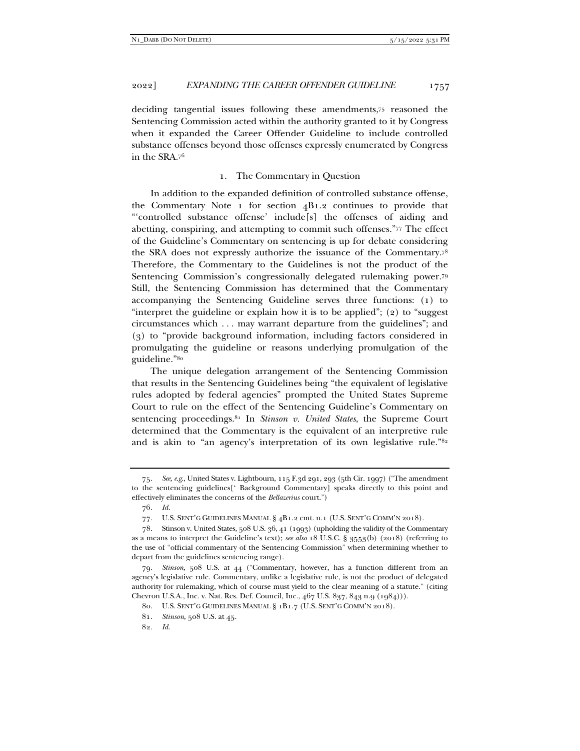deciding tangential issues following these amendments,[75] reasoned the Sentencing Commission acted within the authority granted to it by Congress when it expanded the Career Offender Guideline to include controlled substance offenses beyond those offenses expressly enumerated by Congress in the SRA.[76]

### 1. The Commentary in Question

In addition to the expanded definition of controlled substance offense, the Commentary Note 1 for section 4B1.2 continues to provide that "'controlled substance offense' include[s] the offenses of aiding and abetting, conspiring, and attempting to commit such offenses."[77] The effect of the Guideline's Commentary on sentencing is up for debate considering the SRA does not expressly authorize the issuance of the Commentary.[78] Therefore, the Commentary to the Guidelines is not the product of the Sentencing Commission's congressionally delegated rulemaking power.[79] Still, the Sentencing Commission has determined that the Commentary accompanying the Sentencing Guideline serves three functions: (1) to "interpret the guideline or explain how it is to be applied"; (2) to "suggest circumstances which . . . may warrant departure from the guidelines"; and (3) to "provide background information, including factors considered in promulgating the guideline or reasons underlying promulgation of the guideline."[80]

The unique delegation arrangement of the Sentencing Commission that results in the Sentencing Guidelines being "the equivalent of legislative rules adopted by federal agencies" prompted the United States Supreme Court to rule on the effect of the Sentencing Guideline's Commentary on sentencing proceedings.[81] In *Stinson v. United States*, the Supreme Court determined that the Commentary is the equivalent of an interpretive rule and is akin to "an agency's interpretation of its own legislative rule."[82]

---

75. *See, e.g.*, United States v. Lightbourn, 115 F.3d 291, 293 (5th Cir. 1997) ("The amendment to the sentencing guidelines[' Background Commentary] speaks directly to this point and effectively eliminates the concerns of the *Bellazerius* court.")

76. *Id.*

77. U.S. SENT'G GUIDELINES MANUAL § 4B1.2 cmt. n.1 (U.S. SENT'G COMM'N 2018).

78. Stinson v. United States, 508 U.S. 36, 41 (1993) (upholding the validity of the Commentary as a means to interpret the Guideline's text); *see also* 18 U.S.C. § 3553(b) (2018) (referring to the use of "official commentary of the Sentencing Commission" when determining whether to depart from the guidelines sentencing range).

79. *Stinson*, 508 U.S. at 44 ("Commentary, however, has a function different from an agency's legislative rule. Commentary, unlike a legislative rule, is not the product of delegated authority for rulemaking, which of course must yield to the clear meaning of a statute." (citing Chevron U.S.A., Inc. v. Nat. Res. Def. Council, Inc., 467 U.S. 837, 843 n.9 (1984))).

80. U.S. SENT'G GUIDELINES MANUAL § 1B1.7 (U.S. SENT'G COMM'N 2018).

81. *Stinson*, 508 U.S. at 45.

82. *Id.*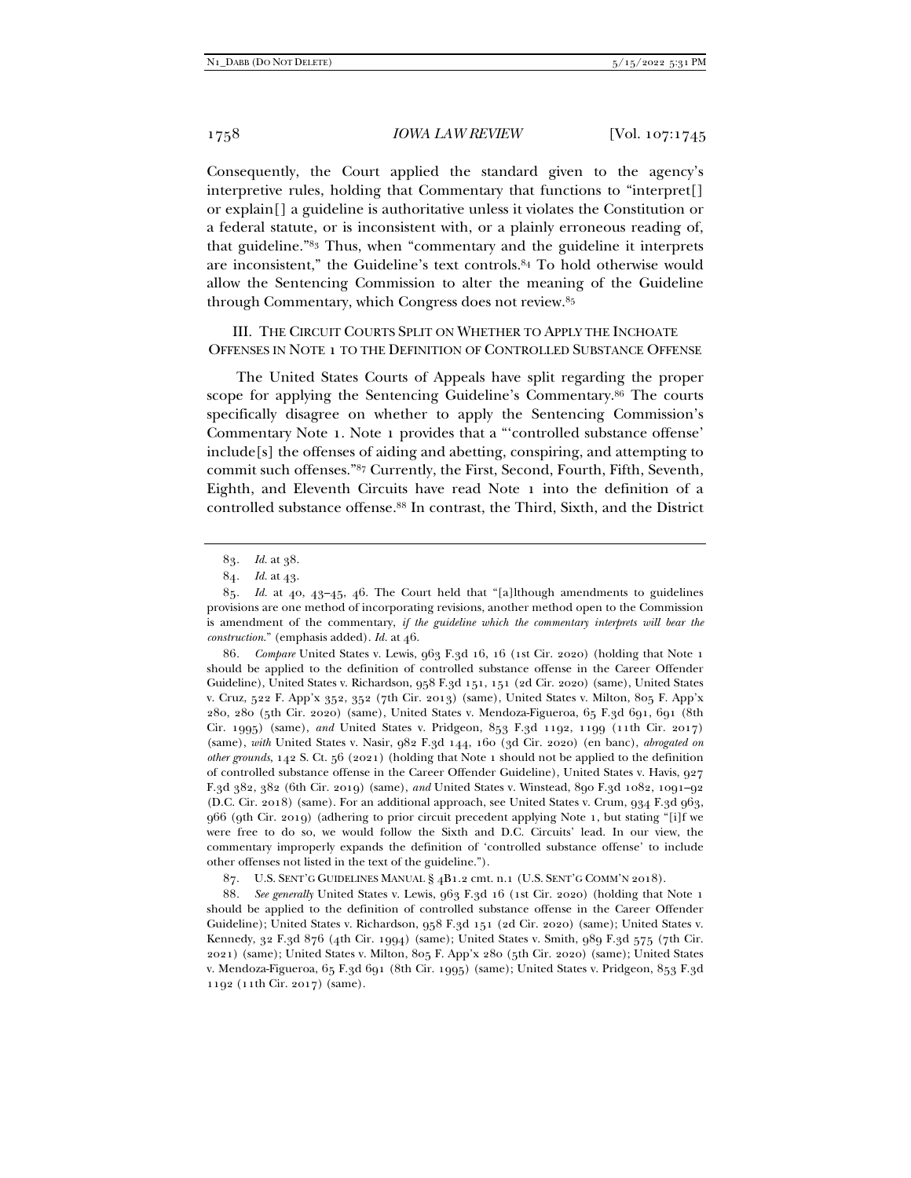Consequently, the Court applied the standard given to the agency's interpretive rules, holding that Commentary that functions to "interpret[] or explain[] a guideline is authoritative unless it violates the Constitution or a federal statute, or is inconsistent with, or a plainly erroneous reading of, that guideline."[83] Thus, when "commentary and the guideline it interprets are inconsistent," the Guideline's text controls.[84] To hold otherwise would allow the Sentencing Commission to alter the meaning of the Guideline through Commentary, which Congress does not review.[85]

## III. The Circuit Courts Split on Whether to Apply the Inchoate Offenses in Note 1 to the Definition of Controlled Substance Offense

The United States Courts of Appeals have split regarding the proper scope for applying the Sentencing Guideline's Commentary.[86] The courts specifically disagree on whether to apply the Sentencing Commission's Commentary Note 1. Note 1 provides that a "'controlled substance offense' include[s] the offenses of aiding and abetting, conspiring, and attempting to commit such offenses."[87] Currently, the First, Second, Fourth, Fifth, Seventh, Eighth, and Eleventh Circuits have read Note 1 into the definition of a controlled substance offense.[88] In contrast, the Third, Sixth, and the District

---

83. *Id.* at 38.

84. *Id.* at 43.

85. *Id.* at 40, 43–45, 46. The Court held that "[a]lthough amendments to guidelines provisions are one method of incorporating revisions, another method open to the Commission is amendment of the commentary, *if the guideline which the commentary interprets will bear the construction*." (emphasis added). *Id.* at 46.

86. *Compare* United States v. Lewis, 963 F.3d 16, 16 (1st Cir. 2020) (holding that Note 1 should be applied to the definition of controlled substance offense in the Career Offender Guideline), United States v. Richardson, 958 F.3d 151, 151 (2d Cir. 2020) (same), United States v. Cruz, 522 F. App'x 352, 352 (7th Cir. 2013) (same), United States v. Milton, 805 F. App'x 280, 280 (5th Cir. 2020) (same), United States v. Mendoza-Figueroa, 65 F.3d 691, 691 (8th Cir. 1995) (same), *and* United States v. Pridgeon, 853 F.3d 1192, 1199 (11th Cir. 2017) (same), *with* United States v. Nasir, 982 F.3d 144, 160 (3d Cir. 2020) (en banc), *abrogated on other grounds*, 142 S. Ct. 56 (2021) (holding that Note 1 should not be applied to the definition of controlled substance offense in the Career Offender Guideline), United States v. Havis, 927 F.3d 382, 382 (6th Cir. 2019) (same), *and* United States v. Winstead, 890 F.3d 1082, 1091–92 (D.C. Cir. 2018) (same). For an additional approach, see United States v. Crum, 934 F.3d 963, 966 (9th Cir. 2019) (adhering to prior circuit precedent applying Note 1, but stating "[i]f we were free to do so, we would follow the Sixth and D.C. Circuits' lead. In our view, the commentary improperly expands the definition of 'controlled substance offense' to include other offenses not listed in the text of the guideline.").

87. U.S. Sent'g Guidelines Manual § 4B1.2 cmt. n.1 (U.S. Sent'g Comm'n 2018).

88. *See generally* United States v. Lewis, 963 F.3d 16 (1st Cir. 2020) (holding that Note 1 should be applied to the definition of controlled substance offense in the Career Offender Guideline); United States v. Richardson, 958 F.3d 151 (2d Cir. 2020) (same); United States v. Kennedy, 32 F.3d 876 (4th Cir. 1994) (same); United States v. Smith, 989 F.3d 575 (7th Cir. 2021) (same); United States v. Milton, 805 F. App'x 280 (5th Cir. 2020) (same); United States v. Mendoza-Figueroa, 65 F.3d 691 (8th Cir. 1995) (same); United States v. Pridgeon, 853 F.3d 1192 (11th Cir. 2017) (same).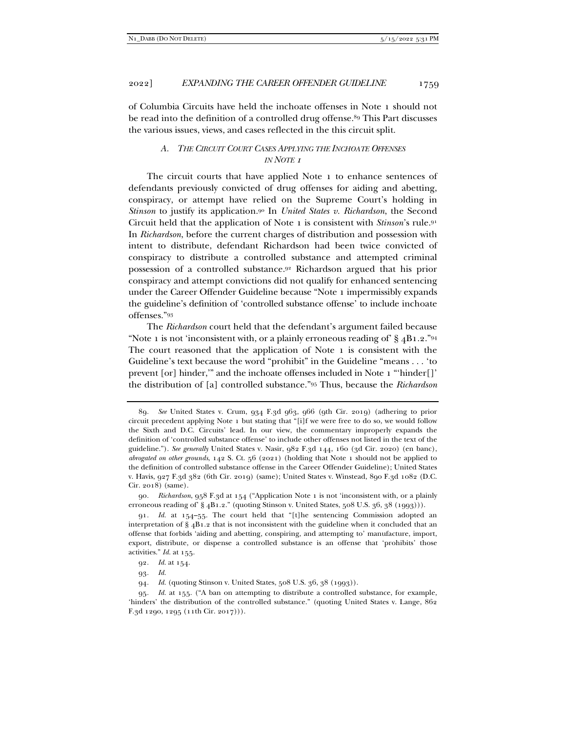of Columbia Circuits have held the inchoate offenses in Note 1 should not be read into the definition of a controlled drug offense.[89] This Part discusses the various issues, views, and cases reflected in the this circuit split.

### A. *THE CIRCUIT COURT CASES APPLYING THE INCHOATE OFFENSES IN NOTE 1*

The circuit courts that have applied Note 1 to enhance sentences of defendants previously convicted of drug offenses for aiding and abetting, conspiracy, or attempt have relied on the Supreme Court's holding in *Stinson* to justify its application.[90] In *United States v. Richardson*, the Second Circuit held that the application of Note 1 is consistent with *Stinson*'s rule.[91] In *Richardson*, before the current charges of distribution and possession with intent to distribute, defendant Richardson had been twice convicted of conspiracy to distribute a controlled substance and attempted criminal possession of a controlled substance.[92] Richardson argued that his prior conspiracy and attempt convictions did not qualify for enhanced sentencing under the Career Offender Guideline because "Note 1 impermissibly expands the guideline's definition of 'controlled substance offense' to include inchoate offenses."[93]

The *Richardson* court held that the defendant's argument failed because "Note 1 is not 'inconsistent with, or a plainly erroneous reading of' § 4B1.2."[94] The court reasoned that the application of Note 1 is consistent with the Guideline's text because the word "prohibit" in the Guideline "means . . . 'to prevent [or] hinder,'" and the inchoate offenses included in Note 1 "'hinder[]' the distribution of [a] controlled substance."[95] Thus, because the *Richardson*

---

89. *See* United States v. Crum, 934 F.3d 963, 966 (9th Cir. 2019) (adhering to prior circuit precedent applying Note 1 but stating that "[i]f we were free to do so, we would follow the Sixth and D.C. Circuits' lead. In our view, the commentary improperly expands the definition of 'controlled substance offense' to include other offenses not listed in the text of the guideline."). *See generally* United States v. Nasir, 982 F.3d 144, 160 (3d Cir. 2020) (en banc), *abrogated on other grounds*, 142 S. Ct. 56 (2021) (holding that Note 1 should not be applied to the definition of controlled substance offense in the Career Offender Guideline); United States v. Havis, 927 F.3d 382 (6th Cir. 2019) (same); United States v. Winstead, 890 F.3d 1082 (D.C. Cir. 2018) (same).

90. *Richardson*, 958 F.3d at 154 ("Application Note 1 is not 'inconsistent with, or a plainly erroneous reading of' § 4B1.2." (quoting Stinson v. United States, 508 U.S. 36, 38 (1993))).

91. *Id.* at 154–55. The court held that "[t]he sentencing Commission adopted an interpretation of § 4B1.2 that is not inconsistent with the guideline when it concluded that an offense that forbids 'aiding and abetting, conspiring, and attempting to' manufacture, import, export, distribute, or dispense a controlled substance is an offense that 'prohibits' those activities." *Id.* at 155.

92. *Id.* at 154.

93. *Id.*

94. *Id.* (quoting Stinson v. United States, 508 U.S. 36, 38 (1993)).

95. *Id.* at 155. ("A ban on attempting to distribute a controlled substance, for example, 'hinders' the distribution of the controlled substance." (quoting United States v. Lange, 862 F.3d 1290, 1295 (11th Cir. 2017))).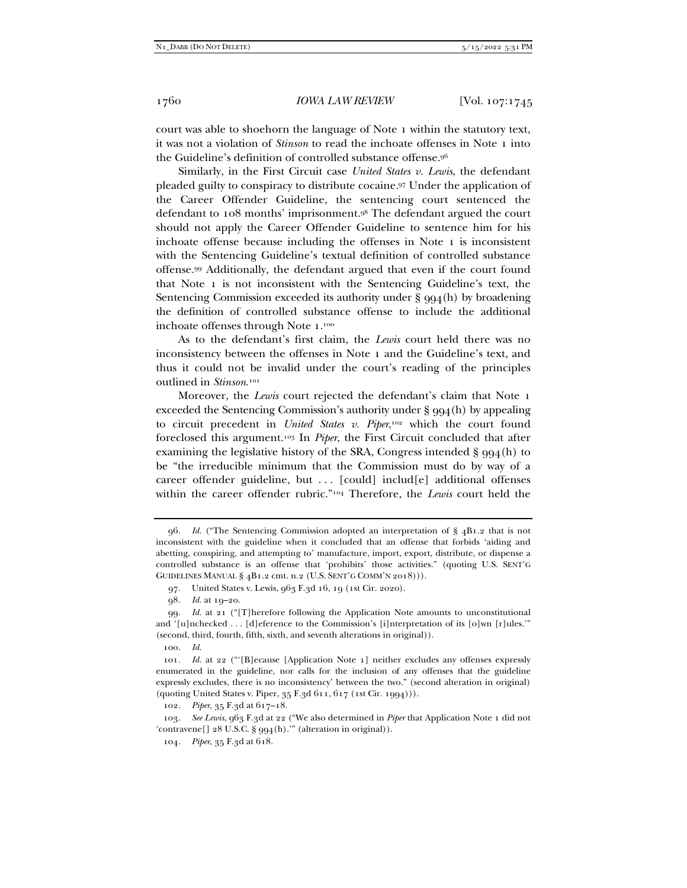court was able to shoehorn the language of Note 1 within the statutory text, it was not a violation of *Stinson* to read the inchoate offenses in Note 1 into the Guideline's definition of controlled substance offense.[96]

Similarly, in the First Circuit case *United States v. Lewis*, the defendant pleaded guilty to conspiracy to distribute cocaine.[97] Under the application of the Career Offender Guideline, the sentencing court sentenced the defendant to 108 months' imprisonment.[98] The defendant argued the court should not apply the Career Offender Guideline to sentence him for his inchoate offense because including the offenses in Note 1 is inconsistent with the Sentencing Guideline's textual definition of controlled substance offense.[99] Additionally, the defendant argued that even if the court found that Note 1 is not inconsistent with the Sentencing Guideline's text, the Sentencing Commission exceeded its authority under § 994(h) by broadening the definition of controlled substance offense to include the additional inchoate offenses through Note 1.[100]

As to the defendant's first claim, the *Lewis* court held there was no inconsistency between the offenses in Note 1 and the Guideline's text, and thus it could not be invalid under the court's reading of the principles outlined in *Stinson*.[101]

Moreover, the *Lewis* court rejected the defendant's claim that Note 1 exceeded the Sentencing Commission's authority under § 994(h) by appealing to circuit precedent in *United States v. Piper*,[102] which the court found foreclosed this argument.[103] In *Piper*, the First Circuit concluded that after examining the legislative history of the SRA, Congress intended § 994(h) to be "the irreducible minimum that the Commission must do by way of a career offender guideline, but . . . [could] includ[e] additional offenses within the career offender rubric."[104] Therefore, the *Lewis* court held the

---

96. *Id.* ("The Sentencing Commission adopted an interpretation of § 4B1.2 that is not inconsistent with the guideline when it concluded that an offense that forbids 'aiding and abetting, conspiring, and attempting to' manufacture, import, export, distribute, or dispense a controlled substance is an offense that 'prohibits' those activities." (quoting U.S. SENT'G GUIDELINES MANUAL § 4B1.2 cmt. n.2 (U.S. SENT'G COMM'N 2018))).

97. United States v. Lewis, 963 F.3d 16, 19 (1st Cir. 2020).

98. *Id.* at 19–20.

99. *Id.* at 21 ("[T]herefore following the Application Note amounts to unconstitutional and '[u]nchecked . . . [d]eference to the Commission's [i]nterpretation of its [o]wn [r]ules.'" (second, third, fourth, fifth, sixth, and seventh alterations in original)).

100. *Id.*

101. *Id.* at 22 ("'[B]ecause [Application Note 1] neither excludes any offenses expressly enumerated in the guideline, nor calls for the inclusion of any offenses that the guideline expressly excludes, there is no inconsistency' between the two." (second alteration in original) (quoting United States v. Piper, 35 F.3d 611, 617 (1st Cir. 1994))).

102. *Piper*, 35 F.3d at 617–18.

103. *See Lewis*, 963 F.3d at 22 ("We also determined in *Piper* that Application Note 1 did not 'contravene[] 28 U.S.C. § 994(h).'" (alteration in original)).

104. *Piper*, 35 F.3d at 618.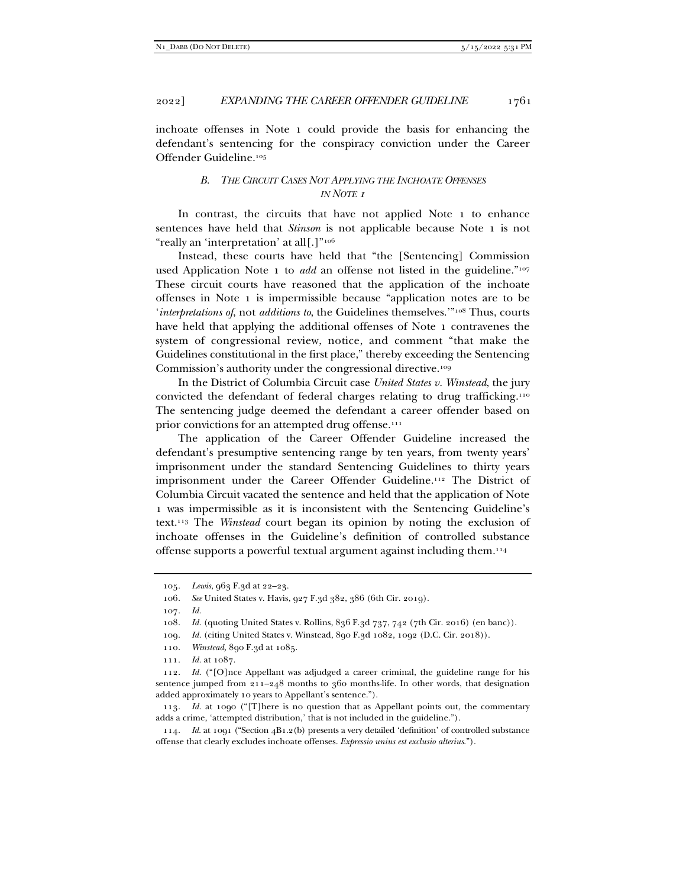inchoate offenses in Note 1 could provide the basis for enhancing the defendant's sentencing for the conspiracy conviction under the Career Offender Guideline.[105]

### *B. The Circuit Cases Not Applying the Inchoate Offenses in Note 1*

In contrast, the circuits that have not applied Note 1 to enhance sentences have held that *Stinson* is not applicable because Note 1 is not "really an 'interpretation' at all[.]"[106]

Instead, these courts have held that "the [Sentencing] Commission used Application Note 1 to *add* an offense not listed in the guideline."[107] These circuit courts have reasoned that the application of the inchoate offenses in Note 1 is impermissible because "application notes are to be '*interpretations of*, not *additions to*, the Guidelines themselves.'"[108] Thus, courts have held that applying the additional offenses of Note 1 contravenes the system of congressional review, notice, and comment "that make the Guidelines constitutional in the first place," thereby exceeding the Sentencing Commission's authority under the congressional directive.[109]

In the District of Columbia Circuit case *United States v. Winstead*, the jury convicted the defendant of federal charges relating to drug trafficking.[110] The sentencing judge deemed the defendant a career offender based on prior convictions for an attempted drug offense.[111]

The application of the Career Offender Guideline increased the defendant's presumptive sentencing range by ten years, from twenty years' imprisonment under the standard Sentencing Guidelines to thirty years imprisonment under the Career Offender Guideline.[112] The District of Columbia Circuit vacated the sentence and held that the application of Note 1 was impermissible as it is inconsistent with the Sentencing Guideline's text.[113] The *Winstead* court began its opinion by noting the exclusion of inchoate offenses in the Guideline's definition of controlled substance offense supports a powerful textual argument against including them.[114]

---

105. *Lewis*, 963 F.3d at 22–23.

106. *See* United States v. Havis, 927 F.3d 382, 386 (6th Cir. 2019).

107. *Id.*

108. *Id.* (quoting United States v. Rollins, 836 F.3d 737, 742 (7th Cir. 2016) (en banc)).

109. *Id.* (citing United States v. Winstead, 890 F.3d 1082, 1092 (D.C. Cir. 2018)).

110. *Winstead*, 890 F.3d at 1085.

111. *Id.* at 1087.

112. *Id.* ("[O]nce Appellant was adjudged a career criminal, the guideline range for his sentence jumped from 211–248 months to 360 months-life. In other words, that designation added approximately 10 years to Appellant's sentence.").

113. *Id.* at 1090 ("[T]here is no question that as Appellant points out, the commentary adds a crime, 'attempted distribution,' that is not included in the guideline.").

114. *Id.* at 1091 ("Section 4B1.2(b) presents a very detailed 'definition' of controlled substance offense that clearly excludes inchoate offenses. *Expressio unius est exclusio alterius*.").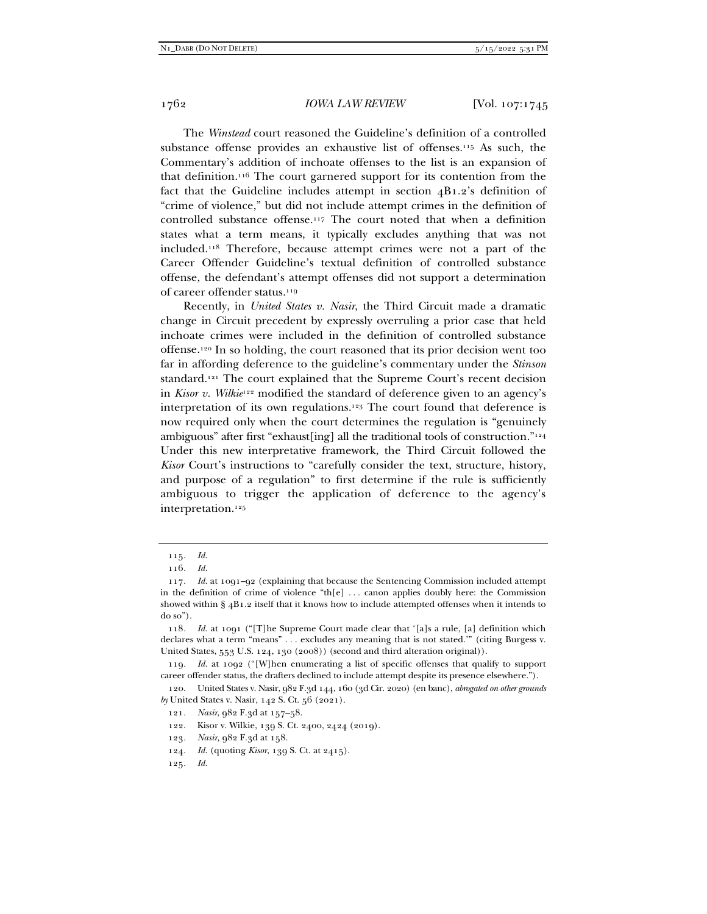The *Winstead* court reasoned the Guideline's definition of a controlled substance offense provides an exhaustive list of offenses.[115] As such, the Commentary's addition of inchoate offenses to the list is an expansion of that definition.[116] The court garnered support for its contention from the fact that the Guideline includes attempt in section 4B1.2's definition of "crime of violence," but did not include attempt crimes in the definition of controlled substance offense.[117] The court noted that when a definition states what a term means, it typically excludes anything that was not included.[118] Therefore, because attempt crimes were not a part of the Career Offender Guideline's textual definition of controlled substance offense, the defendant's attempt offenses did not support a determination of career offender status.[119]

Recently, in *United States v. Nasir*, the Third Circuit made a dramatic change in Circuit precedent by expressly overruling a prior case that held inchoate crimes were included in the definition of controlled substance offense.[120] In so holding, the court reasoned that its prior decision went too far in affording deference to the guideline's commentary under the *Stinson* standard.[121] The court explained that the Supreme Court's recent decision in *Kisor v. Wilkie*[122] modified the standard of deference given to an agency's interpretation of its own regulations.[123] The court found that deference is now required only when the court determines the regulation is "genuinely ambiguous" after first "exhaust[ing] all the traditional tools of construction."[124] Under this new interpretative framework, the Third Circuit followed the *Kisor* Court's instructions to "carefully consider the text, structure, history, and purpose of a regulation" to first determine if the rule is sufficiently ambiguous to trigger the application of deference to the agency's interpretation.[125]

---

115. *Id.*

116. *Id.*

117. *Id.* at 1091–92 (explaining that because the Sentencing Commission included attempt in the definition of crime of violence "th[e] . . . canon applies doubly here: the Commission showed within § 4B1.2 itself that it knows how to include attempted offenses when it intends to do so").

118. *Id.* at 1091 ("[T]he Supreme Court made clear that '[a]s a rule, [a] definition which declares what a term "means" . . . excludes any meaning that is not stated.'" (citing Burgess v. United States, 553 U.S. 124, 130 (2008)) (second and third alteration original)).

119. *Id.* at 1092 ("[W]hen enumerating a list of specific offenses that qualify to support career offender status, the drafters declined to include attempt despite its presence elsewhere.").

120. United States v. Nasir, 982 F.3d 144, 160 (3d Cir. 2020) (en banc), *abrogated on other grounds by* United States v. Nasir, 142 S. Ct. 56 (2021).

121. *Nasir*, 982 F.3d at 157–58.

122. Kisor v. Wilkie, 139 S. Ct. 2400, 2424 (2019).

123. *Nasir*, 982 F.3d at 158.

124. *Id.* (quoting *Kisor*, 139 S. Ct. at 2415).

125. *Id.*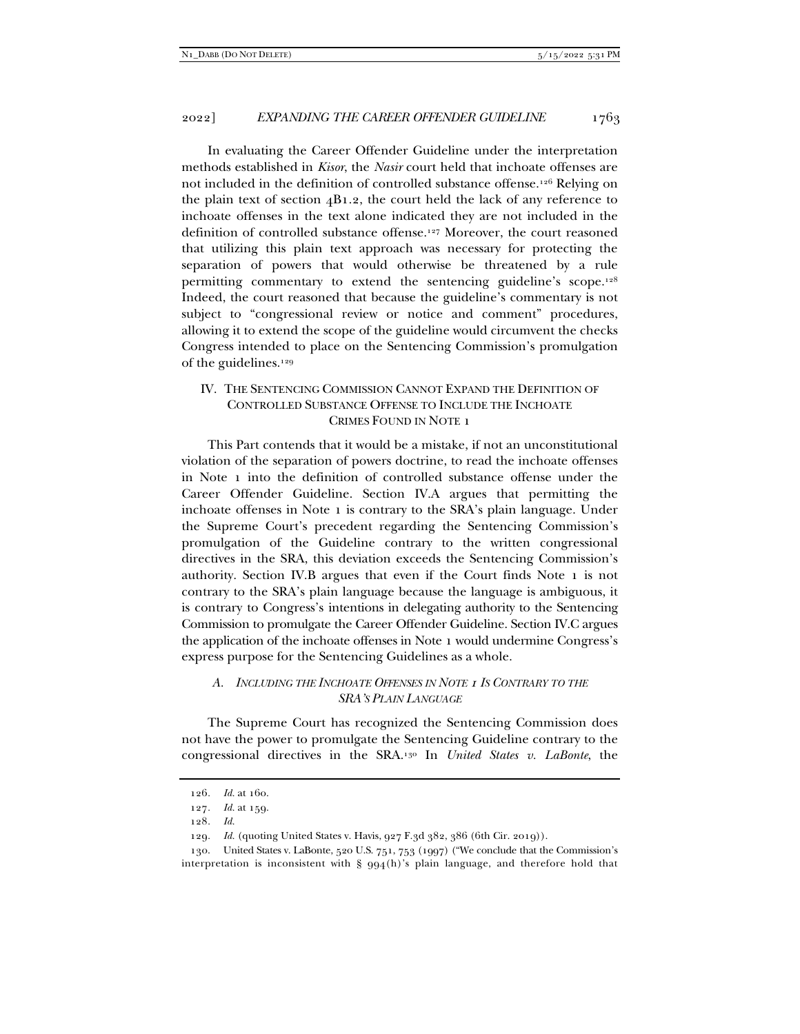In evaluating the Career Offender Guideline under the interpretation methods established in *Kisor*, the *Nasir* court held that inchoate offenses are not included in the definition of controlled substance offense.[126] Relying on the plain text of section 4B1.2, the court held the lack of any reference to inchoate offenses in the text alone indicated they are not included in the definition of controlled substance offense.[127] Moreover, the court reasoned that utilizing this plain text approach was necessary for protecting the separation of powers that would otherwise be threatened by a rule permitting commentary to extend the sentencing guideline's scope.[128] Indeed, the court reasoned that because the guideline's commentary is not subject to "congressional review or notice and comment" procedures, allowing it to extend the scope of the guideline would circumvent the checks Congress intended to place on the Sentencing Commission's promulgation of the guidelines.[129]

## IV. THE SENTENCING COMMISSION CANNOT EXPAND THE DEFINITION OF CONTROLLED SUBSTANCE OFFENSE TO INCLUDE THE INCHOATE CRIMES FOUND IN NOTE 1

This Part contends that it would be a mistake, if not an unconstitutional violation of the separation of powers doctrine, to read the inchoate offenses in Note 1 into the definition of controlled substance offense under the Career Offender Guideline. Section IV.A argues that permitting the inchoate offenses in Note 1 is contrary to the SRA's plain language. Under the Supreme Court's precedent regarding the Sentencing Commission's promulgation of the Guideline contrary to the written congressional directives in the SRA, this deviation exceeds the Sentencing Commission's authority. Section IV.B argues that even if the Court finds Note 1 is not contrary to the SRA's plain language because the language is ambiguous, it is contrary to Congress's intentions in delegating authority to the Sentencing Commission to promulgate the Career Offender Guideline. Section IV.C argues the application of the inchoate offenses in Note 1 would undermine Congress's express purpose for the Sentencing Guidelines as a whole.

### A. *INCLUDING THE INCHOATE OFFENSES IN NOTE 1 IS CONTRARY TO THE SRA'S PLAIN LANGUAGE*

The Supreme Court has recognized the Sentencing Commission does not have the power to promulgate the Sentencing Guideline contrary to the congressional directives in the SRA.[130] In *United States v. LaBonte*, the

---

126. *Id.* at 160.

127. *Id.* at 159.

128. *Id.*

129. *Id.* (quoting United States v. Havis, 927 F.3d 382, 386 (6th Cir. 2019)).

130. United States v. LaBonte, 520 U.S. 751, 753 (1997) ("We conclude that the Commission's interpretation is inconsistent with § 994(h)'s plain language, and therefore hold that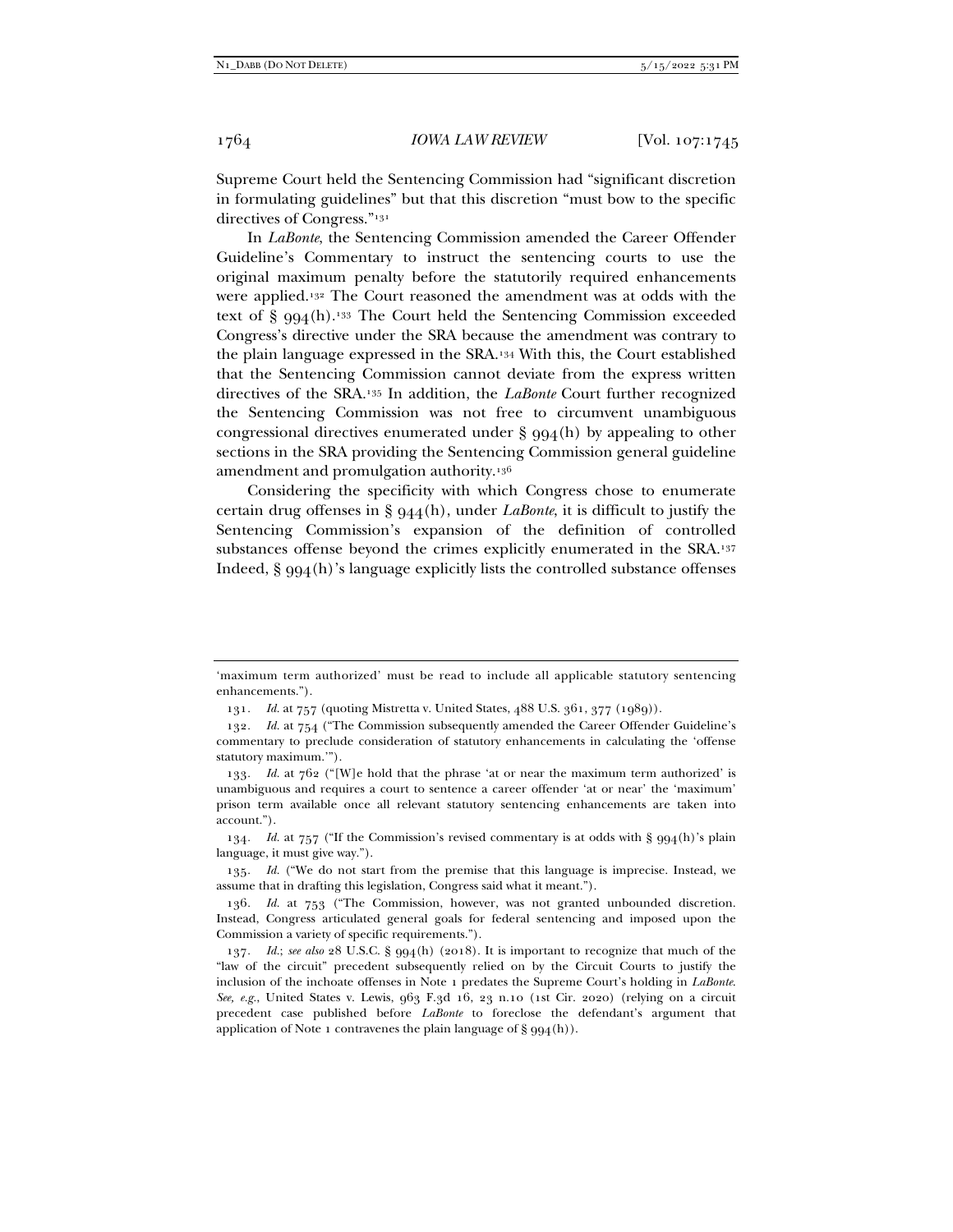Supreme Court held the Sentencing Commission had "significant discretion in formulating guidelines" but that this discretion "must bow to the specific directives of Congress."[131]

In *LaBonte*, the Sentencing Commission amended the Career Offender Guideline's Commentary to instruct the sentencing courts to use the original maximum penalty before the statutorily required enhancements were applied.[132] The Court reasoned the amendment was at odds with the text of § 994(h).[133] The Court held the Sentencing Commission exceeded Congress's directive under the SRA because the amendment was contrary to the plain language expressed in the SRA.[134] With this, the Court established that the Sentencing Commission cannot deviate from the express written directives of the SRA.[135] In addition, the *LaBonte* Court further recognized the Sentencing Commission was not free to circumvent unambiguous congressional directives enumerated under § 994(h) by appealing to other sections in the SRA providing the Sentencing Commission general guideline amendment and promulgation authority.[136]

Considering the specificity with which Congress chose to enumerate certain drug offenses in § 944(h), under *LaBonte*, it is difficult to justify the Sentencing Commission's expansion of the definition of controlled substances offense beyond the crimes explicitly enumerated in the SRA.[137] Indeed, § 994(h)'s language explicitly lists the controlled substance offenses

---

'maximum term authorized' must be read to include all applicable statutory sentencing enhancements.").

131. *Id.* at 757 (quoting Mistretta v. United States, 488 U.S. 361, 377 (1989)).

132. *Id.* at 754 ("The Commission subsequently amended the Career Offender Guideline's commentary to preclude consideration of statutory enhancements in calculating the 'offense statutory maximum.'").

133. *Id.* at 762 ("[W]e hold that the phrase 'at or near the maximum term authorized' is unambiguous and requires a court to sentence a career offender 'at or near' the 'maximum' prison term available once all relevant statutory sentencing enhancements are taken into account.").

134. *Id.* at 757 ("If the Commission's revised commentary is at odds with § 994(h)'s plain language, it must give way.").

135. *Id.* ("We do not start from the premise that this language is imprecise. Instead, we assume that in drafting this legislation, Congress said what it meant.").

136. *Id.* at 753 ("The Commission, however, was not granted unbounded discretion. Instead, Congress articulated general goals for federal sentencing and imposed upon the Commission a variety of specific requirements.").

137. *Id.*; *see also* 28 U.S.C. § 994(h) (2018). It is important to recognize that much of the "law of the circuit" precedent subsequently relied on by the Circuit Courts to justify the inclusion of the inchoate offenses in Note 1 predates the Supreme Court's holding in *LaBonte*. *See, e.g.*, United States v. Lewis, 963 F.3d 16, 23 n.10 (1st Cir. 2020) (relying on a circuit precedent case published before *LaBonte* to foreclose the defendant's argument that application of Note 1 contravenes the plain language of § 994(h)).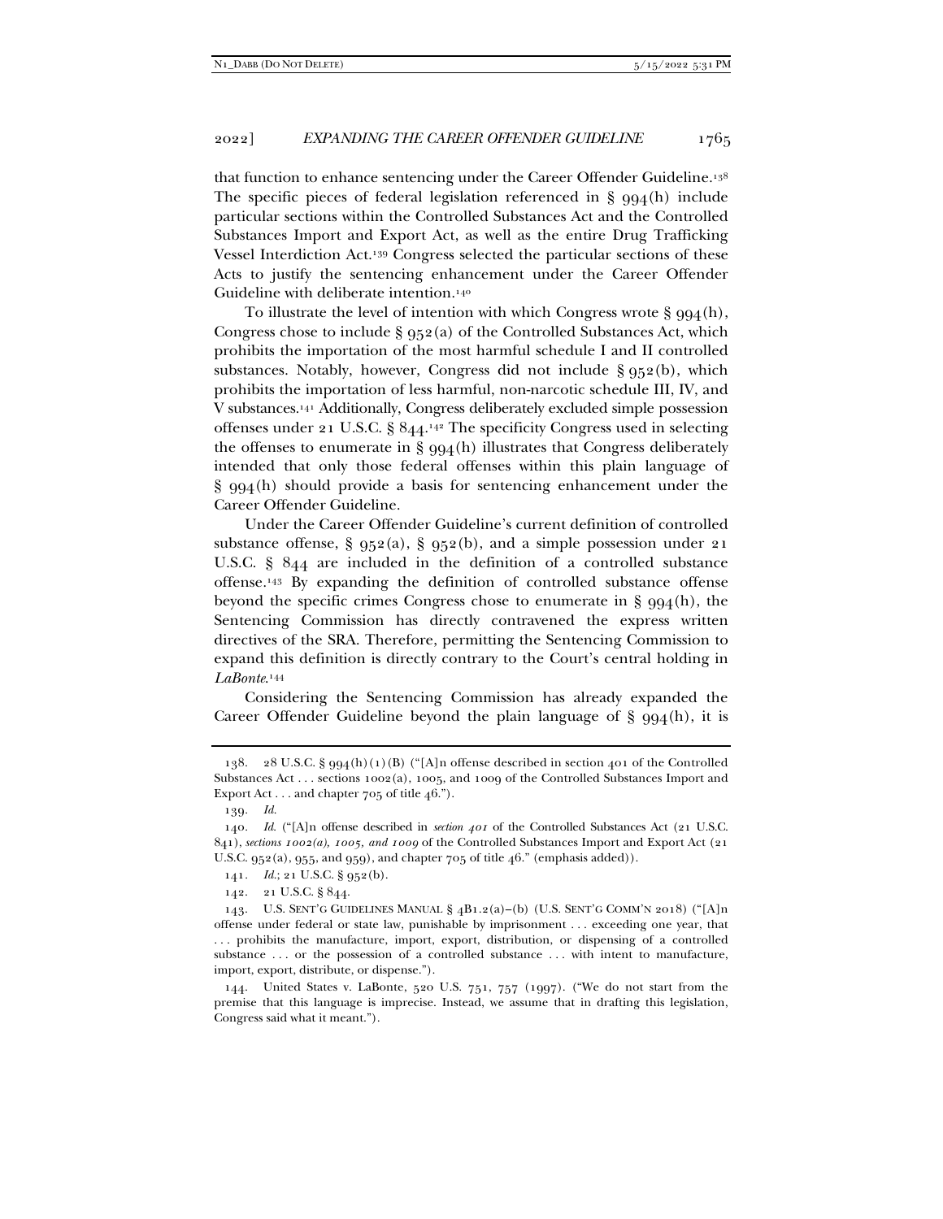that function to enhance sentencing under the Career Offender Guideline.[138] The specific pieces of federal legislation referenced in § 994(h) include particular sections within the Controlled Substances Act and the Controlled Substances Import and Export Act, as well as the entire Drug Trafficking Vessel Interdiction Act.[139] Congress selected the particular sections of these Acts to justify the sentencing enhancement under the Career Offender Guideline with deliberate intention.[140]

To illustrate the level of intention with which Congress wrote § 994(h), Congress chose to include § 952(a) of the Controlled Substances Act, which prohibits the importation of the most harmful schedule I and II controlled substances. Notably, however, Congress did not include § 952(b), which prohibits the importation of less harmful, non-narcotic schedule III, IV, and V substances.[141] Additionally, Congress deliberately excluded simple possession offenses under 21 U.S.C. § 844.[142] The specificity Congress used in selecting the offenses to enumerate in § 994(h) illustrates that Congress deliberately intended that only those federal offenses within this plain language of § 994(h) should provide a basis for sentencing enhancement under the Career Offender Guideline.

Under the Career Offender Guideline's current definition of controlled substance offense, § 952(a), § 952(b), and a simple possession under 21 U.S.C. § 844 are included in the definition of a controlled substance offense.[143] By expanding the definition of controlled substance offense beyond the specific crimes Congress chose to enumerate in § 994(h), the Sentencing Commission has directly contravened the express written directives of the SRA. Therefore, permitting the Sentencing Commission to expand this definition is directly contrary to the Court's central holding in *LaBonte*.[144]

Considering the Sentencing Commission has already expanded the Career Offender Guideline beyond the plain language of § 994(h), it is

---

138. 28 U.S.C. § 994(h)(1)(B) ("[A]n offense described in section 401 of the Controlled Substances Act . . . sections 1002(a), 1005, and 1009 of the Controlled Substances Import and Export Act . . . and chapter 705 of title 46.").

139. *Id.*

140. *Id.* ("[A]n offense described in *section 401* of the Controlled Substances Act (21 U.S.C. 841), *sections 1002(a), 1005, and 1009* of the Controlled Substances Import and Export Act (21 U.S.C. 952(a), 955, and 959), and chapter 705 of title 46." (emphasis added)).

141. *Id.*; 21 U.S.C. § 952(b).

142. 21 U.S.C. § 844.

143. U.S. SENT'G GUIDELINES MANUAL § 4B1.2(a)–(b) (U.S. SENT'G COMM'N 2018) ("[A]n offense under federal or state law, punishable by imprisonment . . . exceeding one year, that . . . prohibits the manufacture, import, export, distribution, or dispensing of a controlled substance . . . or the possession of a controlled substance . . . with intent to manufacture, import, export, distribute, or dispense.").

144. United States v. LaBonte, 520 U.S. 751, 757 (1997). ("We do not start from the premise that this language is imprecise. Instead, we assume that in drafting this legislation, Congress said what it meant.").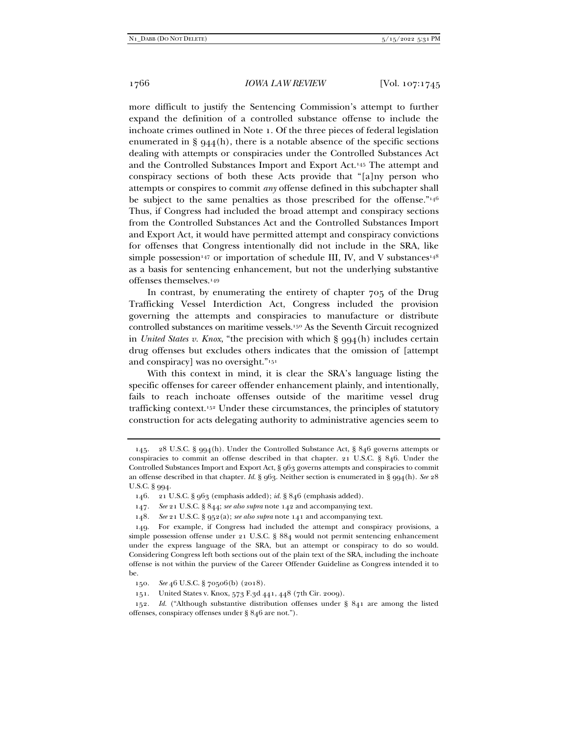more difficult to justify the Sentencing Commission's attempt to further expand the definition of a controlled substance offense to include the inchoate crimes outlined in Note 1. Of the three pieces of federal legislation enumerated in § 944(h), there is a notable absence of the specific sections dealing with attempts or conspiracies under the Controlled Substances Act and the Controlled Substances Import and Export Act.[145] The attempt and conspiracy sections of both these Acts provide that "[a]ny person who attempts or conspires to commit *any* offense defined in this subchapter shall be subject to the same penalties as those prescribed for the offense."[146] Thus, if Congress had included the broad attempt and conspiracy sections from the Controlled Substances Act and the Controlled Substances Import and Export Act, it would have permitted attempt and conspiracy convictions for offenses that Congress intentionally did not include in the SRA, like simple possession[147] or importation of schedule III, IV, and V substances[148] as a basis for sentencing enhancement, but not the underlying substantive offenses themselves.[149]

In contrast, by enumerating the entirety of chapter 705 of the Drug Trafficking Vessel Interdiction Act, Congress included the provision governing the attempts and conspiracies to manufacture or distribute controlled substances on maritime vessels.[150] As the Seventh Circuit recognized in *United States v. Knox*, "the precision with which § 994(h) includes certain drug offenses but excludes others indicates that the omission of [attempt and conspiracy] was no oversight."[151]

With this context in mind, it is clear the SRA's language listing the specific offenses for career offender enhancement plainly, and intentionally, fails to reach inchoate offenses outside of the maritime vessel drug trafficking context.[152] Under these circumstances, the principles of statutory construction for acts delegating authority to administrative agencies seem to

145. 28 U.S.C. § 994(h). Under the Controlled Substance Act, § 846 governs attempts or conspiracies to commit an offense described in that chapter. 21 U.S.C. § 846. Under the Controlled Substances Import and Export Act, § 963 governs attempts and conspiracies to commit an offense described in that chapter. *Id.* § 963. Neither section is enumerated in § 994(h). *See* 28 U.S.C. § 994.

146. 21 U.S.C. § 963 (emphasis added); *id.* § 846 (emphasis added).

147. *See* 21 U.S.C. § 844; *see also supra* note 142 and accompanying text.

148. *See* 21 U.S.C. § 952(a); *see also supra* note 141 and accompanying text.

149. For example, if Congress had included the attempt and conspiracy provisions, a simple possession offense under 21 U.S.C. § 884 would not permit sentencing enhancement under the express language of the SRA, but an attempt or conspiracy to do so would. Considering Congress left both sections out of the plain text of the SRA, including the inchoate offense is not within the purview of the Career Offender Guideline as Congress intended it to be.

150. *See* 46 U.S.C. § 70506(b) (2018).

151. United States v. Knox, 573 F.3d 441, 448 (7th Cir. 2009).

152. *Id.* ("Although substantive distribution offenses under § 841 are among the listed offenses, conspiracy offenses under § 846 are not.").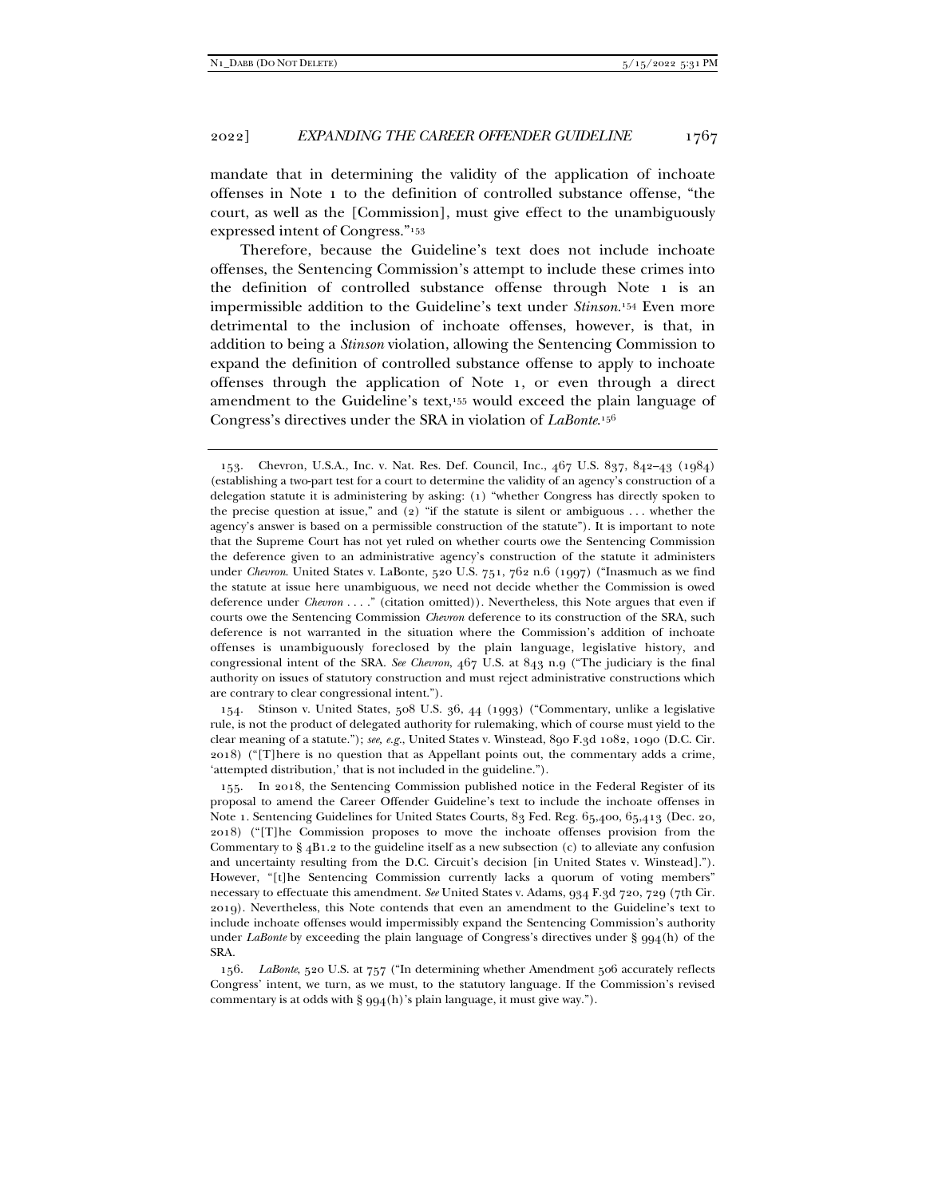mandate that in determining the validity of the application of inchoate offenses in Note 1 to the definition of controlled substance offense, "the court, as well as the [Commission], must give effect to the unambiguously expressed intent of Congress."[153]

Therefore, because the Guideline's text does not include inchoate offenses, the Sentencing Commission's attempt to include these crimes into the definition of controlled substance offense through Note 1 is an impermissible addition to the Guideline's text under *Stinson*.[154] Even more detrimental to the inclusion of inchoate offenses, however, is that, in addition to being a *Stinson* violation, allowing the Sentencing Commission to expand the definition of controlled substance offense to apply to inchoate offenses through the application of Note 1, or even through a direct amendment to the Guideline's text,[155] would exceed the plain language of Congress's directives under the SRA in violation of *LaBonte*.[156]

---

153. Chevron, U.S.A., Inc. v. Nat. Res. Def. Council, Inc., 467 U.S. 837, 842–43 (1984) (establishing a two-part test for a court to determine the validity of an agency's construction of a delegation statute it is administering by asking: (1) "whether Congress has directly spoken to the precise question at issue," and (2) "if the statute is silent or ambiguous . . . whether the agency's answer is based on a permissible construction of the statute"). It is important to note that the Supreme Court has not yet ruled on whether courts owe the Sentencing Commission the deference given to an administrative agency's construction of the statute it administers under *Chevron*. United States v. LaBonte, 520 U.S. 751, 762 n.6 (1997) ("Inasmuch as we find the statute at issue here unambiguous, we need not decide whether the Commission is owed deference under *Chevron* . . . ." (citation omitted)). Nevertheless, this Note argues that even if courts owe the Sentencing Commission *Chevron* deference to its construction of the SRA, such deference is not warranted in the situation where the Commission's addition of inchoate offenses is unambiguously foreclosed by the plain language, legislative history, and congressional intent of the SRA. *See Chevron*, 467 U.S. at 843 n.9 ("The judiciary is the final authority on issues of statutory construction and must reject administrative constructions which are contrary to clear congressional intent.").

154. Stinson v. United States, 508 U.S. 36, 44 (1993) ("Commentary, unlike a legislative rule, is not the product of delegated authority for rulemaking, which of course must yield to the clear meaning of a statute."); *see, e.g.*, United States v. Winstead, 890 F.3d 1082, 1090 (D.C. Cir. 2018) ("[T]here is no question that as Appellant points out, the commentary adds a crime, 'attempted distribution,' that is not included in the guideline.").

155. In 2018, the Sentencing Commission published notice in the Federal Register of its proposal to amend the Career Offender Guideline's text to include the inchoate offenses in Note 1. Sentencing Guidelines for United States Courts, 83 Fed. Reg. 65,400, 65,413 (Dec. 20, 2018) ("[T]he Commission proposes to move the inchoate offenses provision from the Commentary to § 4B1.2 to the guideline itself as a new subsection (c) to alleviate any confusion and uncertainty resulting from the D.C. Circuit's decision [in United States v. Winstead]."). However, "[t]he Sentencing Commission currently lacks a quorum of voting members" necessary to effectuate this amendment. *See* United States v. Adams, 934 F.3d 720, 729 (7th Cir. 2019). Nevertheless, this Note contends that even an amendment to the Guideline's text to include inchoate offenses would impermissibly expand the Sentencing Commission's authority under *LaBonte* by exceeding the plain language of Congress's directives under § 994(h) of the SRA.

156. *LaBonte*, 520 U.S. at 757 ("In determining whether Amendment 506 accurately reflects Congress' intent, we turn, as we must, to the statutory language. If the Commission's revised commentary is at odds with § 994(h)'s plain language, it must give way.").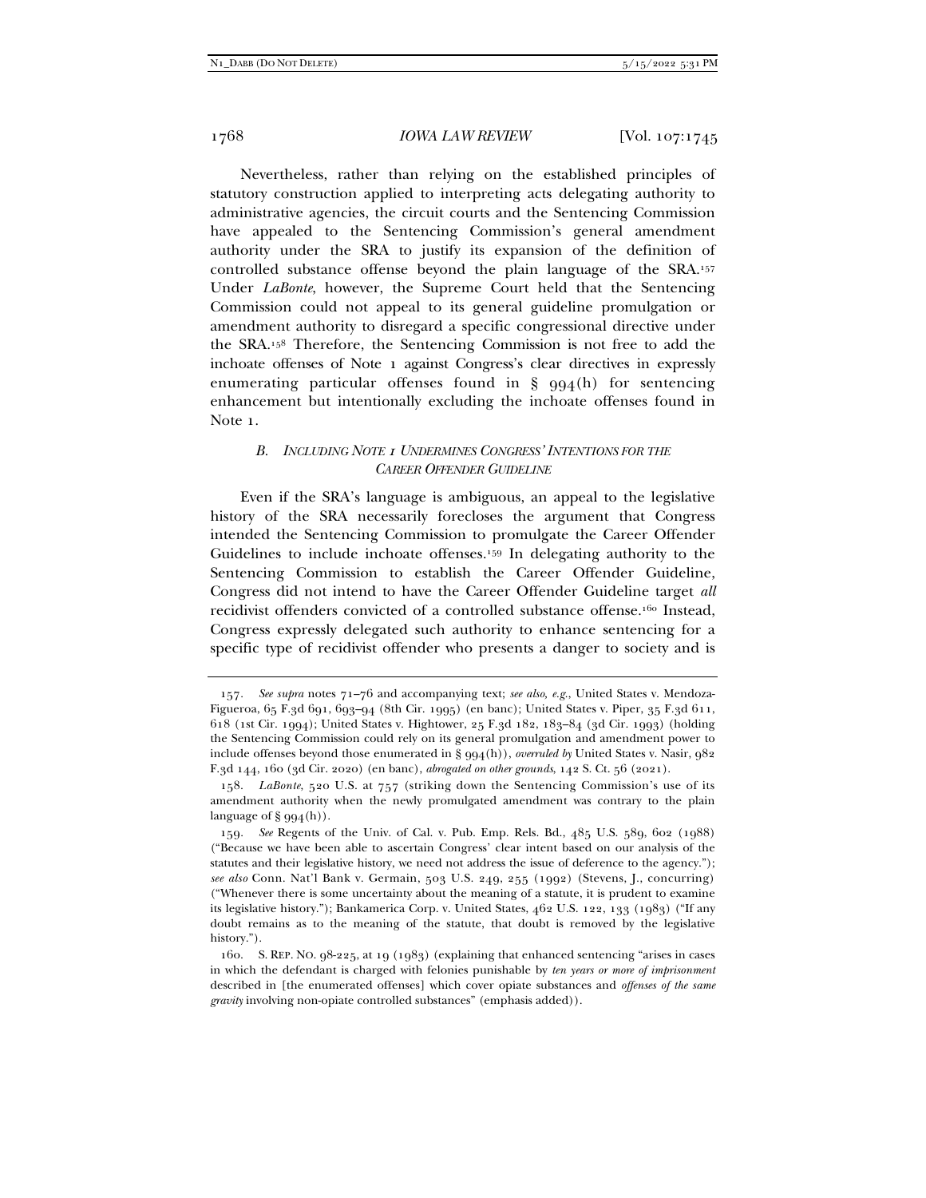Nevertheless, rather than relying on the established principles of statutory construction applied to interpreting acts delegating authority to administrative agencies, the circuit courts and the Sentencing Commission have appealed to the Sentencing Commission's general amendment authority under the SRA to justify its expansion of the definition of controlled substance offense beyond the plain language of the SRA.[157] Under *LaBonte*, however, the Supreme Court held that the Sentencing Commission could not appeal to its general guideline promulgation or amendment authority to disregard a specific congressional directive under the SRA.[158] Therefore, the Sentencing Commission is not free to add the inchoate offenses of Note 1 against Congress's clear directives in expressly enumerating particular offenses found in § 994(h) for sentencing enhancement but intentionally excluding the inchoate offenses found in Note 1.

### *B. Including Note 1 Undermines Congress' Intentions for the Career Offender Guideline*

Even if the SRA's language is ambiguous, an appeal to the legislative history of the SRA necessarily forecloses the argument that Congress intended the Sentencing Commission to promulgate the Career Offender Guidelines to include inchoate offenses.[159] In delegating authority to the Sentencing Commission to establish the Career Offender Guideline, Congress did not intend to have the Career Offender Guideline target *all* recidivist offenders convicted of a controlled substance offense.[160] Instead, Congress expressly delegated such authority to enhance sentencing for a specific type of recidivist offender who presents a danger to society and is

---

157. *See supra* notes 71–76 and accompanying text; *see also, e.g.*, United States v. Mendoza-Figueroa, 65 F.3d 691, 693–94 (8th Cir. 1995) (en banc); United States v. Piper, 35 F.3d 611, 618 (1st Cir. 1994); United States v. Hightower, 25 F.3d 182, 183–84 (3d Cir. 1993) (holding the Sentencing Commission could rely on its general promulgation and amendment power to include offenses beyond those enumerated in § 994(h)), *overruled by* United States v. Nasir, 982 F.3d 144, 160 (3d Cir. 2020) (en banc), *abrogated on other grounds*, 142 S. Ct. 56 (2021).

158. *LaBonte*, 520 U.S. at 757 (striking down the Sentencing Commission's use of its amendment authority when the newly promulgated amendment was contrary to the plain language of § 994(h)).

159. *See* Regents of the Univ. of Cal. v. Pub. Emp. Rels. Bd., 485 U.S. 589, 602 (1988) ("Because we have been able to ascertain Congress' clear intent based on our analysis of the statutes and their legislative history, we need not address the issue of deference to the agency."); *see also* Conn. Nat'l Bank v. Germain, 503 U.S. 249, 255 (1992) (Stevens, J., concurring) ("Whenever there is some uncertainty about the meaning of a statute, it is prudent to examine its legislative history."); Bankamerica Corp. v. United States, 462 U.S. 122, 133 (1983) ("If any doubt remains as to the meaning of the statute, that doubt is removed by the legislative history.").

160. S. Rep. No. 98-225, at 19 (1983) (explaining that enhanced sentencing "arises in cases in which the defendant is charged with felonies punishable by *ten years or more of imprisonment* described in [the enumerated offenses] which cover opiate substances and *offenses of the same gravity* involving non-opiate controlled substances" (emphasis added)).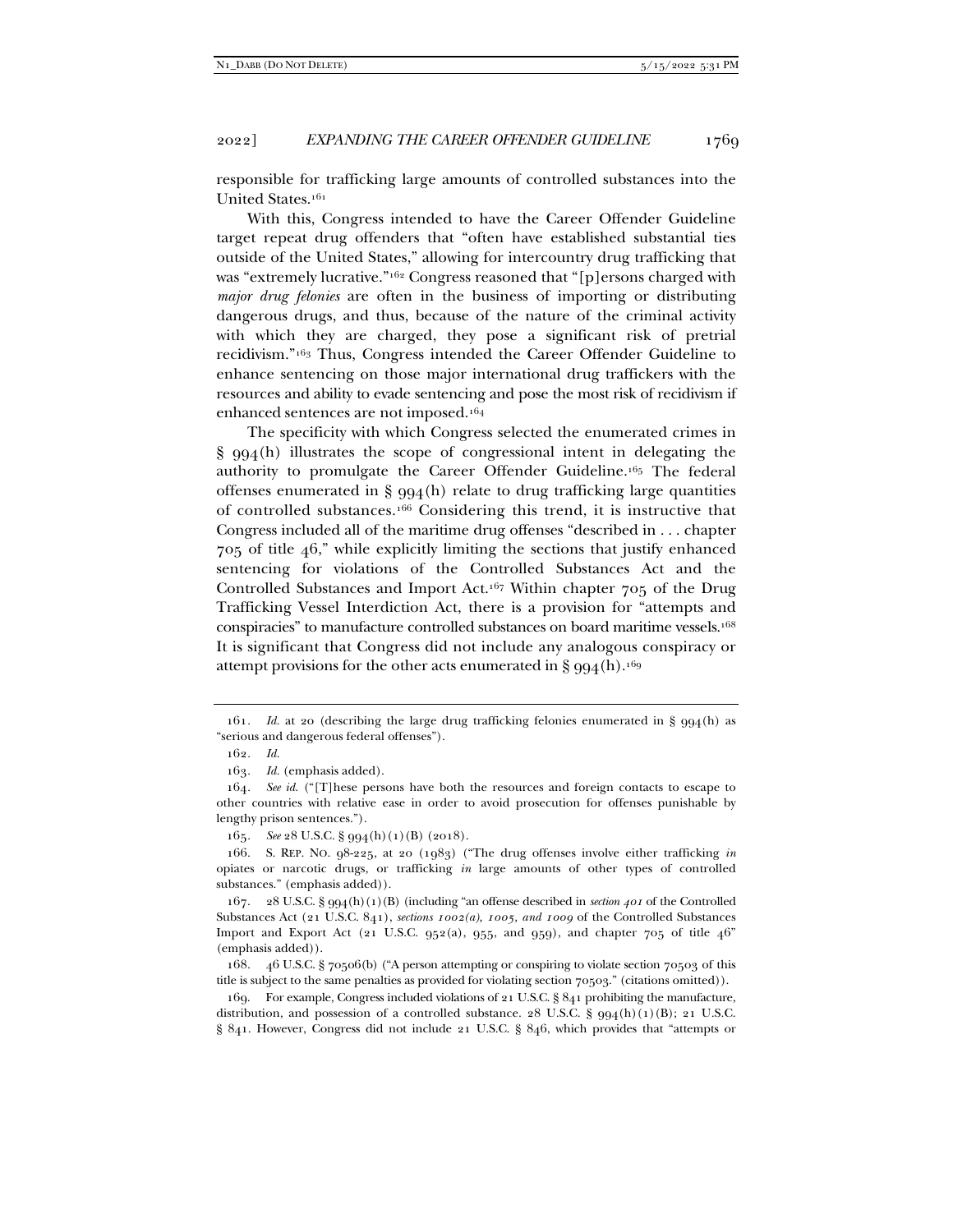responsible for trafficking large amounts of controlled substances into the United States.[161]

With this, Congress intended to have the Career Offender Guideline target repeat drug offenders that "often have established substantial ties outside of the United States," allowing for intercountry drug trafficking that was "extremely lucrative."[162] Congress reasoned that "[p]ersons charged with *major drug felonies* are often in the business of importing or distributing dangerous drugs, and thus, because of the nature of the criminal activity with which they are charged, they pose a significant risk of pretrial recidivism."[163] Thus, Congress intended the Career Offender Guideline to enhance sentencing on those major international drug traffickers with the resources and ability to evade sentencing and pose the most risk of recidivism if enhanced sentences are not imposed.[164]

The specificity with which Congress selected the enumerated crimes in § 994(h) illustrates the scope of congressional intent in delegating the authority to promulgate the Career Offender Guideline.[165] The federal offenses enumerated in § 994(h) relate to drug trafficking large quantities of controlled substances.[166] Considering this trend, it is instructive that Congress included all of the maritime drug offenses "described in . . . chapter 705 of title 46," while explicitly limiting the sections that justify enhanced sentencing for violations of the Controlled Substances Act and the Controlled Substances and Import Act.[167] Within chapter 705 of the Drug Trafficking Vessel Interdiction Act, there is a provision for "attempts and conspiracies" to manufacture controlled substances on board maritime vessels.[168] It is significant that Congress did not include any analogous conspiracy or attempt provisions for the other acts enumerated in § 994(h).[169]

---

161. *Id.* at 20 (describing the large drug trafficking felonies enumerated in § 994(h) as "serious and dangerous federal offenses").

162. *Id.*

163. *Id.* (emphasis added).

164. *See id.* ("[T]hese persons have both the resources and foreign contacts to escape to other countries with relative ease in order to avoid prosecution for offenses punishable by lengthy prison sentences.").

165. *See* 28 U.S.C. § 994(h)(1)(B) (2018).

166. S. REP. NO. 98-225, at 20 (1983) ("The drug offenses involve either trafficking *in* opiates or narcotic drugs, or trafficking *in* large amounts of other types of controlled substances." (emphasis added)).

167. 28 U.S.C. § 994(h)(1)(B) (including "an offense described in *section 401* of the Controlled Substances Act (21 U.S.C. 841), *sections 1002(a), 1005, and 1009* of the Controlled Substances Import and Export Act (21 U.S.C. 952(a), 955, and 959), and chapter 705 of title 46" (emphasis added)).

168. 46 U.S.C. § 70506(b) ("A person attempting or conspiring to violate section 70503 of this title is subject to the same penalties as provided for violating section 70503." (citations omitted)).

169. For example, Congress included violations of 21 U.S.C. § 841 prohibiting the manufacture, distribution, and possession of a controlled substance. 28 U.S.C. § 994(h)(1)(B); 21 U.S.C. § 841. However, Congress did not include 21 U.S.C. § 846, which provides that "attempts or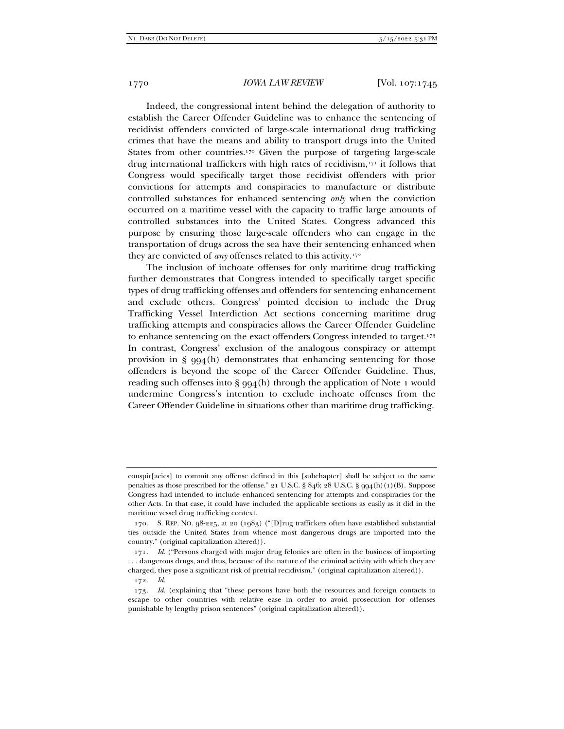Indeed, the congressional intent behind the delegation of authority to establish the Career Offender Guideline was to enhance the sentencing of recidivist offenders convicted of large-scale international drug trafficking crimes that have the means and ability to transport drugs into the United States from other countries.[170] Given the purpose of targeting large-scale drug international traffickers with high rates of recidivism,[171] it follows that Congress would specifically target those recidivist offenders with prior convictions for attempts and conspiracies to manufacture or distribute controlled substances for enhanced sentencing *only* when the conviction occurred on a maritime vessel with the capacity to traffic large amounts of controlled substances into the United States. Congress advanced this purpose by ensuring those large-scale offenders who can engage in the transportation of drugs across the sea have their sentencing enhanced when they are convicted of *any* offenses related to this activity.[172]

The inclusion of inchoate offenses for only maritime drug trafficking further demonstrates that Congress intended to specifically target specific types of drug trafficking offenses and offenders for sentencing enhancement and exclude others. Congress' pointed decision to include the Drug Trafficking Vessel Interdiction Act sections concerning maritime drug trafficking attempts and conspiracies allows the Career Offender Guideline to enhance sentencing on the exact offenders Congress intended to target.[173] In contrast, Congress' exclusion of the analogous conspiracy or attempt provision in § 994(h) demonstrates that enhancing sentencing for those offenders is beyond the scope of the Career Offender Guideline. Thus, reading such offenses into § 994(h) through the application of Note 1 would undermine Congress's intention to exclude inchoate offenses from the Career Offender Guideline in situations other than maritime drug trafficking.

---

conspir[acies] to commit any offense defined in this [subchapter] shall be subject to the same penalties as those prescribed for the offense." 21 U.S.C. § 846; 28 U.S.C. § 994(h)(1)(B). Suppose Congress had intended to include enhanced sentencing for attempts and conspiracies for the other Acts. In that case, it could have included the applicable sections as easily as it did in the maritime vessel drug trafficking context.

170. S. REP. NO. 98-225, at 20 (1983) ("[D]rug traffickers often have established substantial ties outside the United States from whence most dangerous drugs are imported into the country." (original capitalization altered)).

171. *Id.* ("Persons charged with major drug felonies are often in the business of importing . . . dangerous drugs, and thus, because of the nature of the criminal activity with which they are charged, they pose a significant risk of pretrial recidivism." (original capitalization altered)).

172. *Id.*

173. *Id.* (explaining that "these persons have both the resources and foreign contacts to escape to other countries with relative ease in order to avoid prosecution for offenses punishable by lengthy prison sentences" (original capitalization altered)).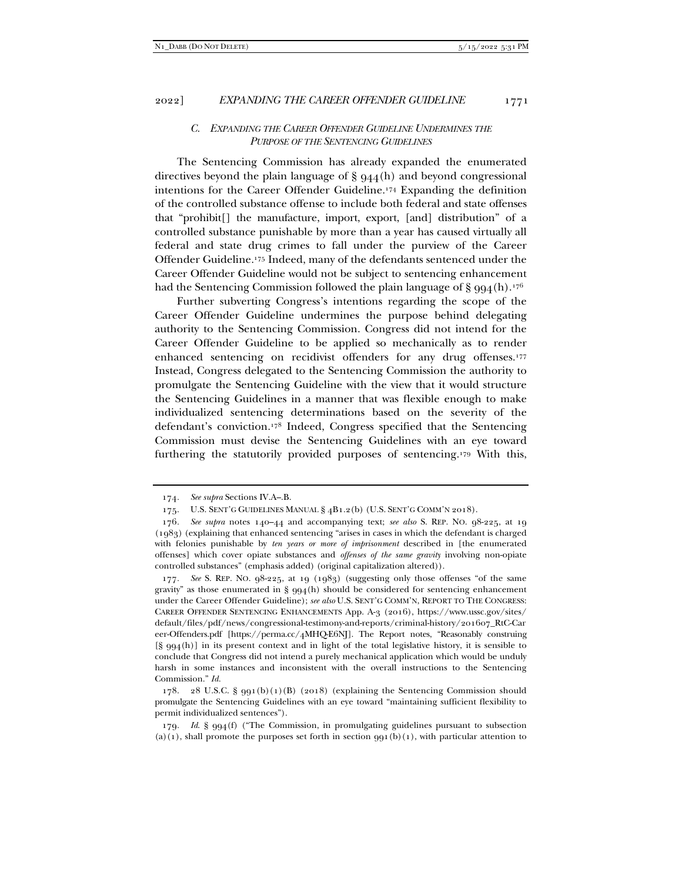### *C. EXPANDING THE CAREER OFFENDER GUIDELINE UNDERMINES THE PURPOSE OF THE SENTENCING GUIDELINES*

The Sentencing Commission has already expanded the enumerated directives beyond the plain language of § 944(h) and beyond congressional intentions for the Career Offender Guideline.[174] Expanding the definition of the controlled substance offense to include both federal and state offenses that "prohibit[] the manufacture, import, export, [and] distribution" of a controlled substance punishable by more than a year has caused virtually all federal and state drug crimes to fall under the purview of the Career Offender Guideline.[175] Indeed, many of the defendants sentenced under the Career Offender Guideline would not be subject to sentencing enhancement had the Sentencing Commission followed the plain language of § 994(h).[176]

Further subverting Congress's intentions regarding the scope of the Career Offender Guideline undermines the purpose behind delegating authority to the Sentencing Commission. Congress did not intend for the Career Offender Guideline to be applied so mechanically as to render enhanced sentencing on recidivist offenders for any drug offenses.[177] Instead, Congress delegated to the Sentencing Commission the authority to promulgate the Sentencing Guideline with the view that it would structure the Sentencing Guidelines in a manner that was flexible enough to make individualized sentencing determinations based on the severity of the defendant's conviction.[178] Indeed, Congress specified that the Sentencing Commission must devise the Sentencing Guidelines with an eye toward furthering the statutorily provided purposes of sentencing.[179] With this,

---

174. *See supra* Sections IV.A–.B.

175. U.S. SENT'G GUIDELINES MANUAL § 4B1.2(b) (U.S. SENT'G COMM'N 2018).

176. *See supra* notes 140–44 and accompanying text; *see also* S. REP. NO. 98-225, at 19 (1983) (explaining that enhanced sentencing "arises in cases in which the defendant is charged with felonies punishable by *ten years or more of imprisonment* described in [the enumerated offenses] which cover opiate substances and *offenses of the same gravity* involving non-opiate controlled substances" (emphasis added) (original capitalization altered)).

177. *See* S. REP. NO. 98-225, at 19 (1983) (suggesting only those offenses "of the same gravity" as those enumerated in § 994(h) should be considered for sentencing enhancement under the Career Offender Guideline); *see also* U.S. SENT'G COMM'N, REPORT TO THE CONGRESS: CAREER OFFENDER SENTENCING ENHANCEMENTS App. A-3 (2016), https://www.ussc.gov/sites/default/files/pdf/news/congressional-testimony-and-reports/criminal-history/201607_RtC-Career-Offenders.pdf [https://perma.cc/4MHQ-E6NJ]. The Report notes, "Reasonably construing [§ 994(h)] in its present context and in light of the total legislative history, it is sensible to conclude that Congress did not intend a purely mechanical application which would be unduly harsh in some instances and inconsistent with the overall instructions to the Sentencing Commission." *Id.*

178. 28 U.S.C. § 991(b)(1)(B) (2018) (explaining the Sentencing Commission should promulgate the Sentencing Guidelines with an eye toward "maintaining sufficient flexibility to permit individualized sentences").

179. *Id.* § 994(f) ("The Commission, in promulgating guidelines pursuant to subsection (a)(1), shall promote the purposes set forth in section 991(b)(1), with particular attention to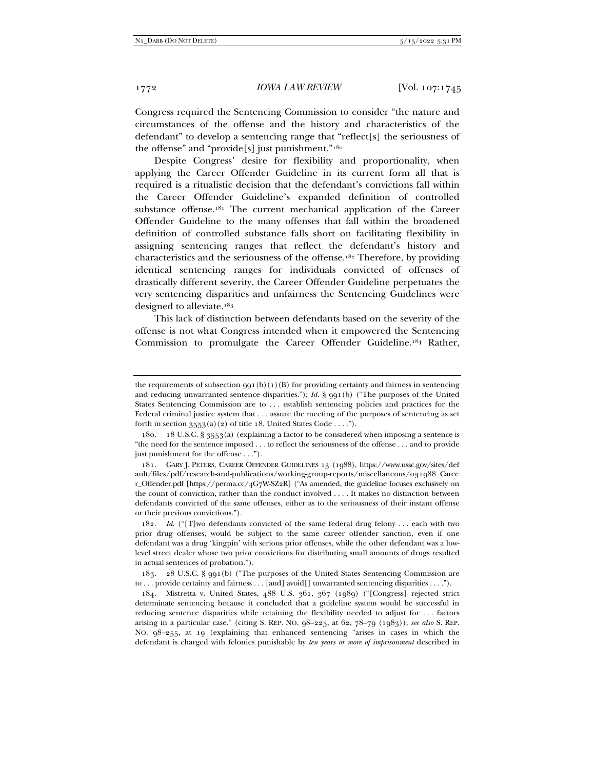Congress required the Sentencing Commission to consider "the nature and circumstances of the offense and the history and characteristics of the defendant" to develop a sentencing range that "reflect[s] the seriousness of the offense" and "provide[s] just punishment."[180]

Despite Congress' desire for flexibility and proportionality, when applying the Career Offender Guideline in its current form all that is required is a ritualistic decision that the defendant's convictions fall within the Career Offender Guideline's expanded definition of controlled substance offense.[181] The current mechanical application of the Career Offender Guideline to the many offenses that fall within the broadened definition of controlled substance falls short on facilitating flexibility in assigning sentencing ranges that reflect the defendant's history and characteristics and the seriousness of the offense.[182] Therefore, by providing identical sentencing ranges for individuals convicted of offenses of drastically different severity, the Career Offender Guideline perpetuates the very sentencing disparities and unfairness the Sentencing Guidelines were designed to alleviate.[183]

This lack of distinction between defendants based on the severity of the offense is not what Congress intended when it empowered the Sentencing Commission to promulgate the Career Offender Guideline.[184] Rather,

---

the requirements of subsection 991(b)(1)(B) for providing certainty and fairness in sentencing and reducing unwarranted sentence disparities."); *Id.* § 991(b) ("The purposes of the United States Sentencing Commission are to . . . establish sentencing policies and practices for the Federal criminal justice system that . . . assure the meeting of the purposes of sentencing as set forth in section 3553(a)(2) of title 18, United States Code . . . .").

180. 18 U.S.C. § 3553(a) (explaining a factor to be considered when imposing a sentence is "the need for the sentence imposed . . . to reflect the seriousness of the offense . . . and to provide just punishment for the offense . . .").

181. GARY J. PETERS, CAREER OFFENDER GUIDELINES 13 (1988), https://www.ussc.gov/sites/default/files/pdf/research-and-publications/working-group-reports/miscellaneous/031988_Career_Offender.pdf [https://perma.cc/4G7W-SZ2R] ("As amended, the guideline focuses exclusively on the count of conviction, rather than the conduct involved . . . . It makes no distinction between defendants convicted of the same offenses, either as to the seriousness of their instant offense or their previous convictions.").

182. *Id.* ("[T]wo defendants convicted of the same federal drug felony . . . each with two prior drug offenses, would be subject to the same career offender sanction, even if one defendant was a drug 'kingpin' with serious prior offenses, while the other defendant was a low-level street dealer whose two prior convictions for distributing small amounts of drugs resulted in actual sentences of probation.").

183. 28 U.S.C. § 991(b) ("The purposes of the United States Sentencing Commission are to . . . provide certainty and fairness . . . [and] avoid[] unwarranted sentencing disparities . . . .").

184. Mistretta v. United States, 488 U.S. 361, 367 (1989) ("[Congress] rejected strict determinate sentencing because it concluded that a guideline system would be successful in reducing sentence disparities while retaining the flexibility needed to adjust for . . . factors arising in a particular case." (citing S. REP. NO. 98–225, at 62, 78–79 (1983)); *see also* S. REP. NO. 98–255, at 19 (explaining that enhanced sentencing "arises in cases in which the defendant is charged with felonies punishable by *ten years or more of imprisonment* described in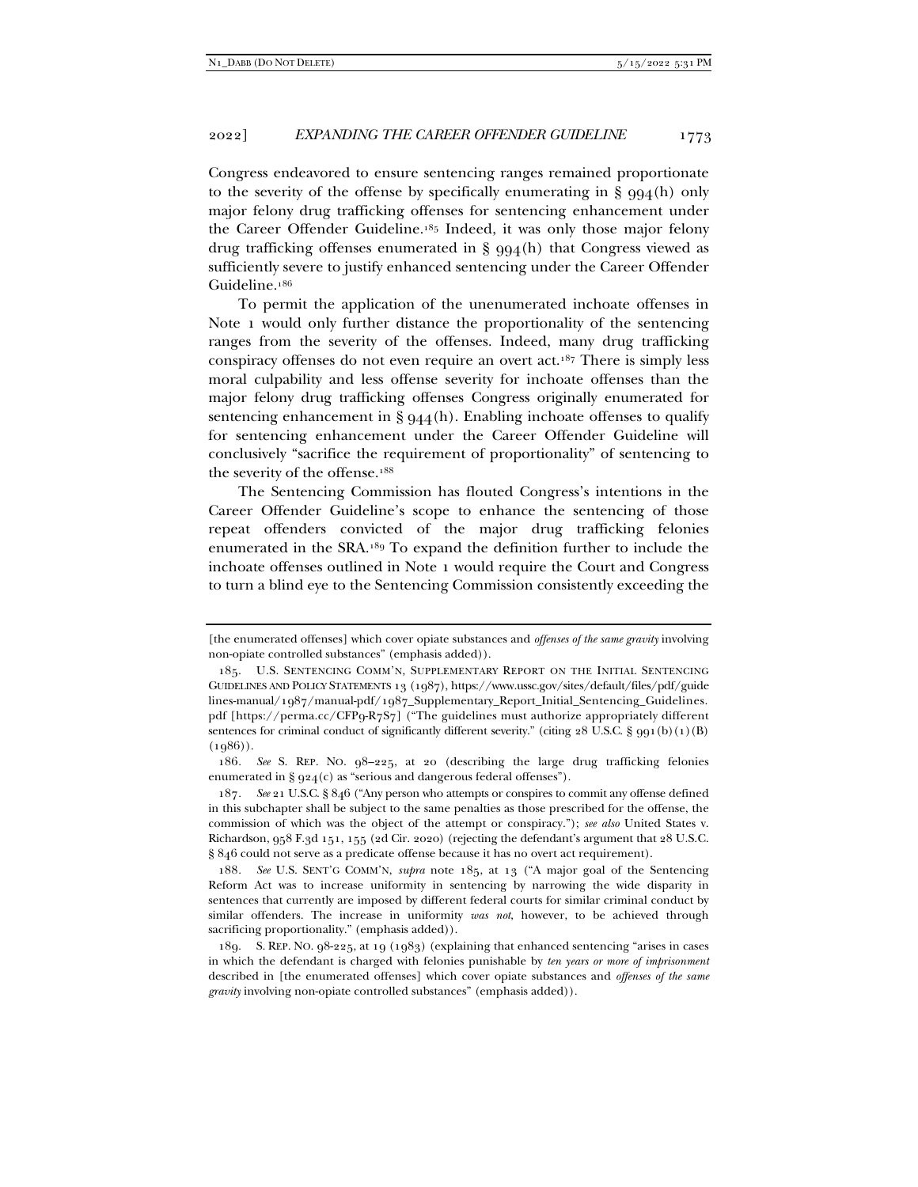Congress endeavored to ensure sentencing ranges remained proportionate to the severity of the offense by specifically enumerating in § 994(h) only major felony drug trafficking offenses for sentencing enhancement under the Career Offender Guideline.[185] Indeed, it was only those major felony drug trafficking offenses enumerated in § 994(h) that Congress viewed as sufficiently severe to justify enhanced sentencing under the Career Offender Guideline.[186]

To permit the application of the unenumerated inchoate offenses in Note 1 would only further distance the proportionality of the sentencing ranges from the severity of the offenses. Indeed, many drug trafficking conspiracy offenses do not even require an overt act.[187] There is simply less moral culpability and less offense severity for inchoate offenses than the major felony drug trafficking offenses Congress originally enumerated for sentencing enhancement in § 944(h). Enabling inchoate offenses to qualify for sentencing enhancement under the Career Offender Guideline will conclusively "sacrifice the requirement of proportionality" of sentencing to the severity of the offense.[188]

The Sentencing Commission has flouted Congress's intentions in the Career Offender Guideline's scope to enhance the sentencing of those repeat offenders convicted of the major drug trafficking felonies enumerated in the SRA.[189] To expand the definition further to include the inchoate offenses outlined in Note 1 would require the Court and Congress to turn a blind eye to the Sentencing Commission consistently exceeding the

---

[the enumerated offenses] which cover opiate substances and *offenses of the same gravity* involving non-opiate controlled substances" (emphasis added)).

185. U.S. SENTENCING COMM'N, SUPPLEMENTARY REPORT ON THE INITIAL SENTENCING GUIDELINES AND POLICY STATEMENTS 13 (1987), https://www.ussc.gov/sites/default/files/pdf/guidelines-manual/1987/manual-pdf/1987_Supplementary_Report_Initial_Sentencing_Guidelines.pdf [https://perma.cc/CFP9-R7S7] ("The guidelines must authorize appropriately different sentences for criminal conduct of significantly different severity." (citing 28 U.S.C. § 991(b)(1)(B) (1986)).

186. *See* S. REP. NO. 98–225, at 20 (describing the large drug trafficking felonies enumerated in § 924(c) as "serious and dangerous federal offenses").

187. *See* 21 U.S.C. § 846 ("Any person who attempts or conspires to commit any offense defined in this subchapter shall be subject to the same penalties as those prescribed for the offense, the commission of which was the object of the attempt or conspiracy."); *see also* United States v. Richardson, 958 F.3d 151, 155 (2d Cir. 2020) (rejecting the defendant's argument that 28 U.S.C. § 846 could not serve as a predicate offense because it has no overt act requirement).

188. *See* U.S. SENT'G COMM'N, *supra* note 185, at 13 ("A major goal of the Sentencing Reform Act was to increase uniformity in sentencing by narrowing the wide disparity in sentences that currently are imposed by different federal courts for similar criminal conduct by similar offenders. The increase in uniformity *was not*, however, to be achieved through sacrificing proportionality." (emphasis added)).

189. S. REP. NO. 98-225, at 19 (1983) (explaining that enhanced sentencing "arises in cases in which the defendant is charged with felonies punishable by *ten years or more of imprisonment* described in [the enumerated offenses] which cover opiate substances and *offenses of the same gravity* involving non-opiate controlled substances" (emphasis added)).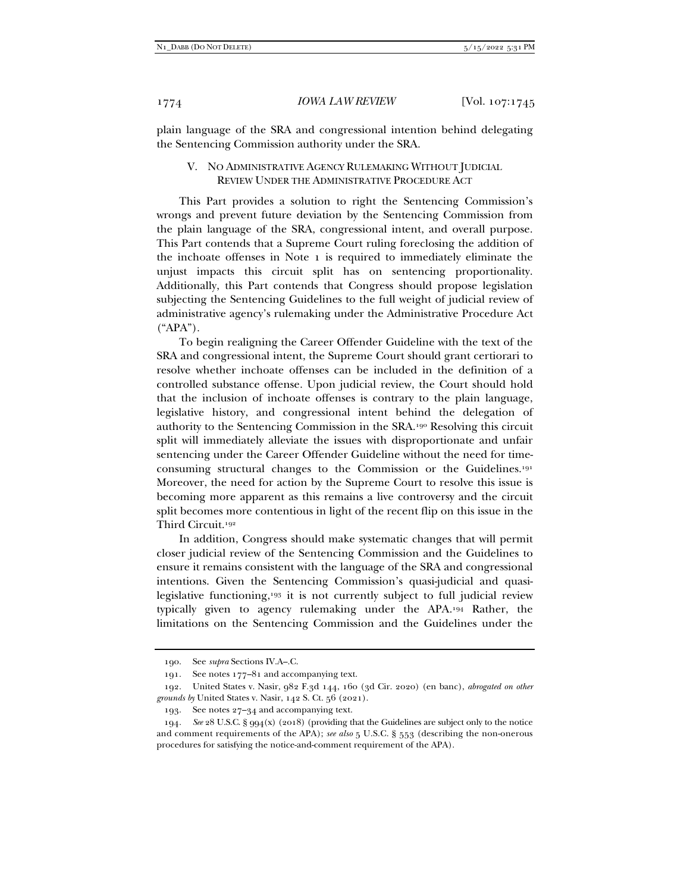plain language of the SRA and congressional intention behind delegating the Sentencing Commission authority under the SRA.

## V. NO ADMINISTRATIVE AGENCY RULEMAKING WITHOUT JUDICIAL REVIEW UNDER THE ADMINISTRATIVE PROCEDURE ACT

This Part provides a solution to right the Sentencing Commission's wrongs and prevent future deviation by the Sentencing Commission from the plain language of the SRA, congressional intent, and overall purpose. This Part contends that a Supreme Court ruling foreclosing the addition of the inchoate offenses in Note 1 is required to immediately eliminate the unjust impacts this circuit split has on sentencing proportionality. Additionally, this Part contends that Congress should propose legislation subjecting the Sentencing Guidelines to the full weight of judicial review of administrative agency's rulemaking under the Administrative Procedure Act ("APA").

To begin realigning the Career Offender Guideline with the text of the SRA and congressional intent, the Supreme Court should grant certiorari to resolve whether inchoate offenses can be included in the definition of a controlled substance offense. Upon judicial review, the Court should hold that the inclusion of inchoate offenses is contrary to the plain language, legislative history, and congressional intent behind the delegation of authority to the Sentencing Commission in the SRA.[190] Resolving this circuit split will immediately alleviate the issues with disproportionate and unfair sentencing under the Career Offender Guideline without the need for time-consuming structural changes to the Commission or the Guidelines.[191] Moreover, the need for action by the Supreme Court to resolve this issue is becoming more apparent as this remains a live controversy and the circuit split becomes more contentious in light of the recent flip on this issue in the Third Circuit.[192]

In addition, Congress should make systematic changes that will permit closer judicial review of the Sentencing Commission and the Guidelines to ensure it remains consistent with the language of the SRA and congressional intentions. Given the Sentencing Commission's quasi-judicial and quasi-legislative functioning,[193] it is not currently subject to full judicial review typically given to agency rulemaking under the APA.[194] Rather, the limitations on the Sentencing Commission and the Guidelines under the

---

190. See *supra* Sections IV.A–.C.

191. See notes 177–81 and accompanying text.

192. United States v. Nasir, 982 F.3d 144, 160 (3d Cir. 2020) (en banc), *abrogated on other grounds by* United States v. Nasir, 142 S. Ct. 56 (2021).

193. See notes 27–34 and accompanying text.

194. *See* 28 U.S.C. § 994(x) (2018) (providing that the Guidelines are subject only to the notice and comment requirements of the APA); *see also* 5 U.S.C. § 553 (describing the non-onerous procedures for satisfying the notice-and-comment requirement of the APA).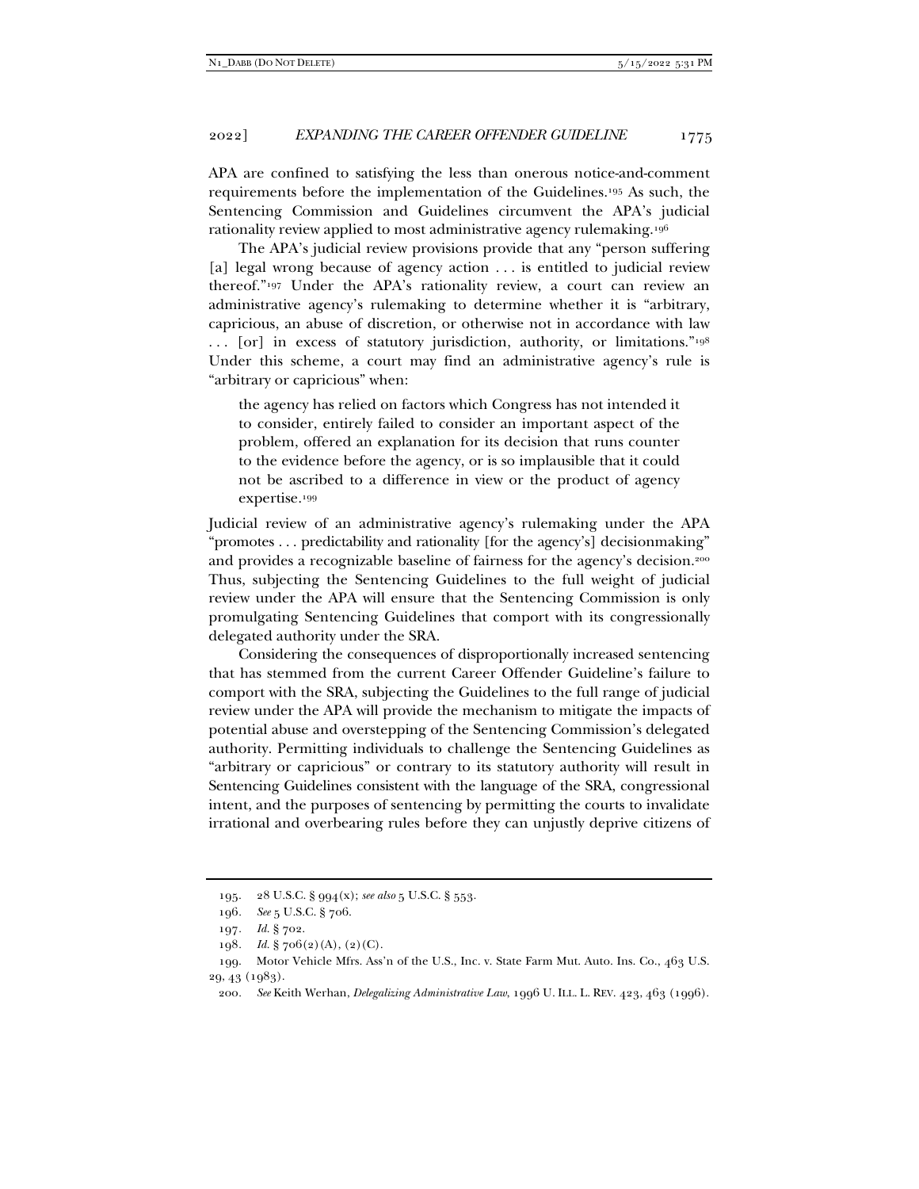APA are confined to satisfying the less than onerous notice-and-comment requirements before the implementation of the Guidelines.[195] As such, the Sentencing Commission and Guidelines circumvent the APA's judicial rationality review applied to most administrative agency rulemaking.[196]

The APA's judicial review provisions provide that any "person suffering [a] legal wrong because of agency action . . . is entitled to judicial review thereof."[197] Under the APA's rationality review, a court can review an administrative agency's rulemaking to determine whether it is "arbitrary, capricious, an abuse of discretion, or otherwise not in accordance with law . . . [or] in excess of statutory jurisdiction, authority, or limitations."[198] Under this scheme, a court may find an administrative agency's rule is "arbitrary or capricious" when:

> the agency has relied on factors which Congress has not intended it to consider, entirely failed to consider an important aspect of the problem, offered an explanation for its decision that runs counter to the evidence before the agency, or is so implausible that it could not be ascribed to a difference in view or the product of agency expertise.[199]

Judicial review of an administrative agency's rulemaking under the APA "promotes . . . predictability and rationality [for the agency's] decisionmaking" and provides a recognizable baseline of fairness for the agency's decision.[200] Thus, subjecting the Sentencing Guidelines to the full weight of judicial review under the APA will ensure that the Sentencing Commission is only promulgating Sentencing Guidelines that comport with its congressionally delegated authority under the SRA.

Considering the consequences of disproportionally increased sentencing that has stemmed from the current Career Offender Guideline's failure to comport with the SRA, subjecting the Guidelines to the full range of judicial review under the APA will provide the mechanism to mitigate the impacts of potential abuse and overstepping of the Sentencing Commission's delegated authority. Permitting individuals to challenge the Sentencing Guidelines as "arbitrary or capricious" or contrary to its statutory authority will result in Sentencing Guidelines consistent with the language of the SRA, congressional intent, and the purposes of sentencing by permitting the courts to invalidate irrational and overbearing rules before they can unjustly deprive citizens of

---

195. 28 U.S.C. § 994(x); *see also* 5 U.S.C. § 553.

196. *See* 5 U.S.C. § 706.

197. *Id.* § 702.

198. *Id.* § 706(2)(A), (2)(C).

199. Motor Vehicle Mfrs. Ass'n of the U.S., Inc. v. State Farm Mut. Auto. Ins. Co., 463 U.S. 29, 43 (1983).

200. *See* Keith Werhan, *Delegalizing Administrative Law*, 1996 U. ILL. L. REV. 423, 463 (1996).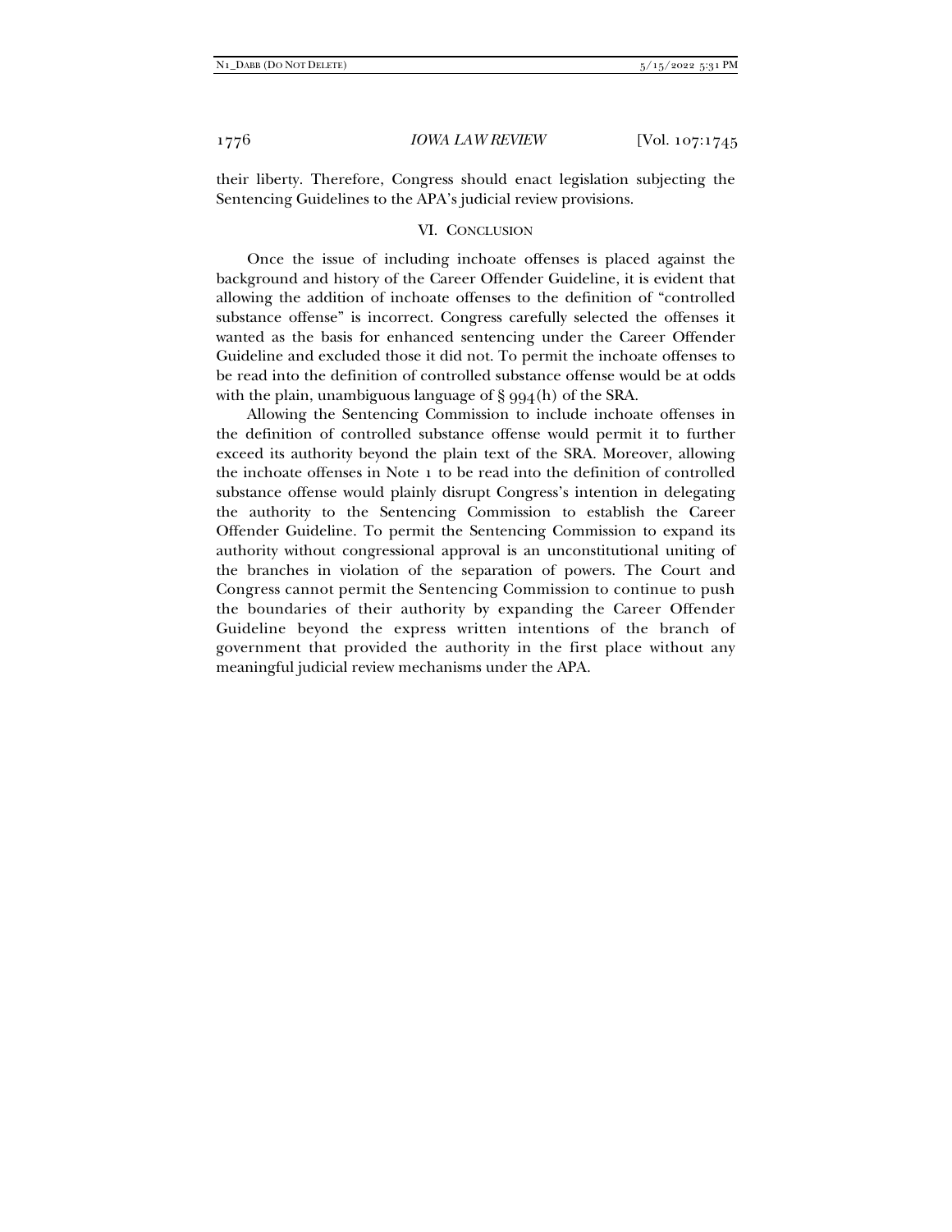their liberty. Therefore, Congress should enact legislation subjecting the Sentencing Guidelines to the APA's judicial review provisions.

## VI. CONCLUSION

Once the issue of including inchoate offenses is placed against the background and history of the Career Offender Guideline, it is evident that allowing the addition of inchoate offenses to the definition of "controlled substance offense" is incorrect. Congress carefully selected the offenses it wanted as the basis for enhanced sentencing under the Career Offender Guideline and excluded those it did not. To permit the inchoate offenses to be read into the definition of controlled substance offense would be at odds with the plain, unambiguous language of § 994(h) of the SRA.

Allowing the Sentencing Commission to include inchoate offenses in the definition of controlled substance offense would permit it to further exceed its authority beyond the plain text of the SRA. Moreover, allowing the inchoate offenses in Note 1 to be read into the definition of controlled substance offense would plainly disrupt Congress's intention in delegating the authority to the Sentencing Commission to establish the Career Offender Guideline. To permit the Sentencing Commission to expand its authority without congressional approval is an unconstitutional uniting of the branches in violation of the separation of powers. The Court and Congress cannot permit the Sentencing Commission to continue to push the boundaries of their authority by expanding the Career Offender Guideline beyond the express written intentions of the branch of government that provided the authority in the first place without any meaningful judicial review mechanisms under the APA.